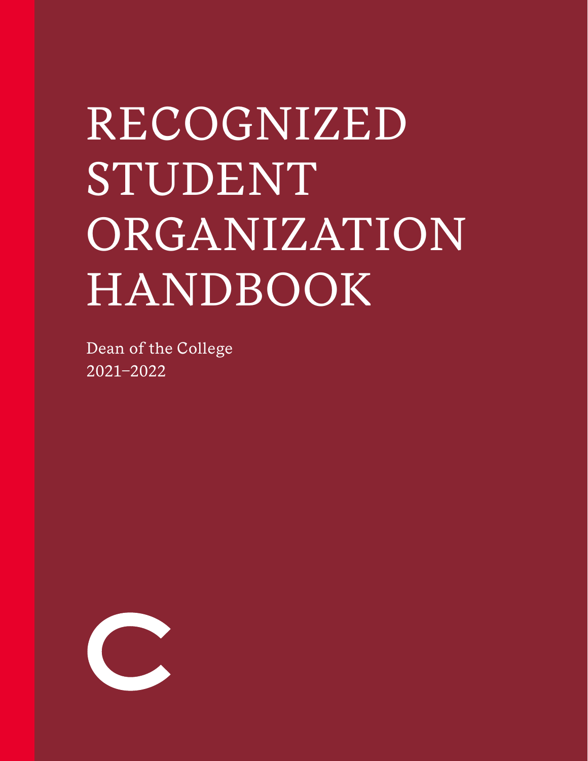# RECOGNIZED STUDENT ORGANIZATION HANDBOOK

Dean of the College
2021–2022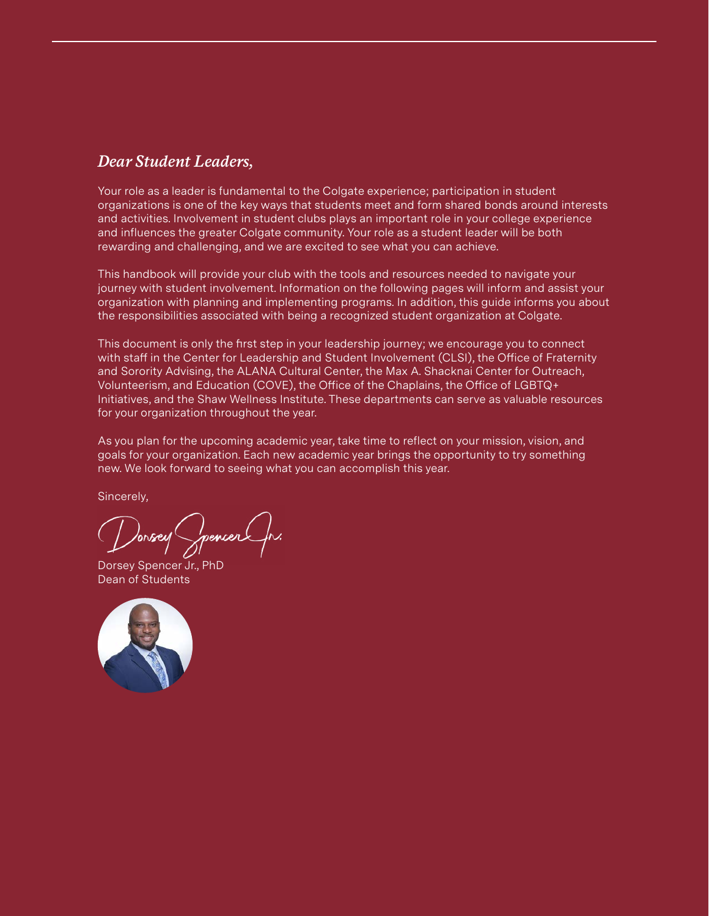## *Dear Student Leaders,*

Your role as a leader is fundamental to the Colgate experience; participation in student organizations is one of the key ways that students meet and form shared bonds around interests and activities. Involvement in student clubs plays an important role in your college experience and influences the greater Colgate community. Your role as a student leader will be both rewarding and challenging, and we are excited to see what you can achieve.

This handbook will provide your club with the tools and resources needed to navigate your journey with student involvement. Information on the following pages will inform and assist your organization with planning and implementing programs. In addition, this guide informs you about the responsibilities associated with being a recognized student organization at Colgate.

This document is only the first step in your leadership journey; we encourage you to connect with staff in the Center for Leadership and Student Involvement (CLSI), the Office of Fraternity and Sorority Advising, the ALANA Cultural Center, the Max A. Shacknai Center for Outreach, Volunteerism, and Education (COVE), the Office of the Chaplains, the Office of LGBTQ+ Initiatives, and the Shaw Wellness Institute. These departments can serve as valuable resources for your organization throughout the year.

As you plan for the upcoming academic year, take time to reflect on your mission, vision, and goals for your organization. Each new academic year brings the opportunity to try something new. We look forward to seeing what you can accomplish this year.

Sincerely,

Dorsey Spencer Jr., PhD
Dean of Students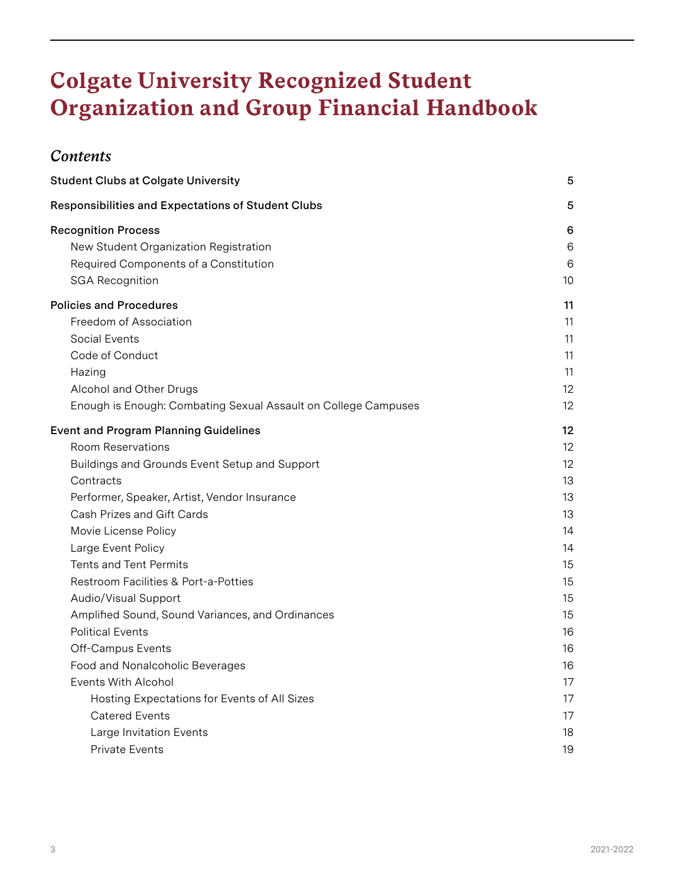# Colgate University Recognized Student Organization and Group Financial Handbook

## *Contents*

| | |
|---|---|
| **Student Clubs at Colgate University** | **5** |
| **Responsibilities and Expectations of Student Clubs** | **5** |
| **Recognition Process** | **6** |
| New Student Organization Registration | 6 |
| Required Components of a Constitution | 6 |
| SGA Recognition | 10 |
| **Policies and Procedures** | **11** |
| Freedom of Association | 11 |
| Social Events | 11 |
| Code of Conduct | 11 |
| Hazing | 11 |
| Alcohol and Other Drugs | 12 |
| Enough is Enough: Combating Sexual Assault on College Campuses | 12 |
| **Event and Program Planning Guidelines** | **12** |
| Room Reservations | 12 |
| Buildings and Grounds Event Setup and Support | 12 |
| Contracts | 13 |
| Performer, Speaker, Artist, Vendor Insurance | 13 |
| Cash Prizes and Gift Cards | 13 |
| Movie License Policy | 14 |
| Large Event Policy | 14 |
| Tents and Tent Permits | 15 |
| Restroom Facilities & Port-a-Potties | 15 |
| Audio/Visual Support | 15 |
| Amplified Sound, Sound Variances, and Ordinances | 15 |
| Political Events | 16 |
| Off-Campus Events | 16 |
| Food and Nonalcoholic Beverages | 16 |
| Events With Alcohol | 17 |
| Hosting Expectations for Events of All Sizes | 17 |
| Catered Events | 17 |
| Large Invitation Events | 18 |
| Private Events | 19 |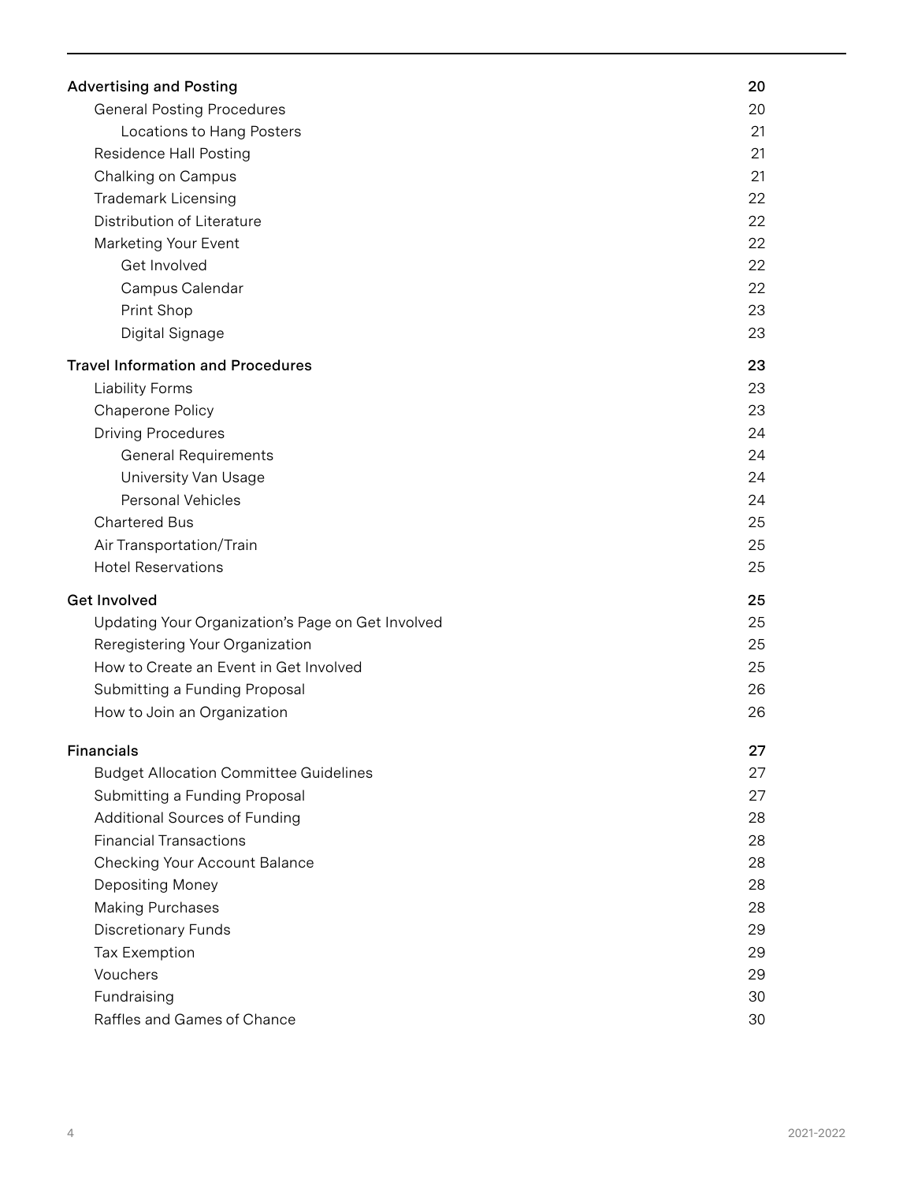| | |
|---|---|
| **Advertising and Posting** | **20** |
| General Posting Procedures | 20 |
| Locations to Hang Posters | 21 |
| Residence Hall Posting | 21 |
| Chalking on Campus | 21 |
| Trademark Licensing | 22 |
| Distribution of Literature | 22 |
| Marketing Your Event | 22 |
| Get Involved | 22 |
| Campus Calendar | 22 |
| Print Shop | 23 |
| Digital Signage | 23 |
| **Travel Information and Procedures** | **23** |
| Liability Forms | 23 |
| Chaperone Policy | 23 |
| Driving Procedures | 24 |
| General Requirements | 24 |
| University Van Usage | 24 |
| Personal Vehicles | 24 |
| Chartered Bus | 25 |
| Air Transportation/Train | 25 |
| Hotel Reservations | 25 |
| **Get Involved** | **25** |
| Updating Your Organization's Page on Get Involved | 25 |
| Reregistering Your Organization | 25 |
| How to Create an Event in Get Involved | 25 |
| Submitting a Funding Proposal | 26 |
| How to Join an Organization | 26 |
| **Financials** | **27** |
| Budget Allocation Committee Guidelines | 27 |
| Submitting a Funding Proposal | 27 |
| Additional Sources of Funding | 28 |
| Financial Transactions | 28 |
| Checking Your Account Balance | 28 |
| Depositing Money | 28 |
| Making Purchases | 28 |
| Discretionary Funds | 29 |
| Tax Exemption | 29 |
| Vouchers | 29 |
| Fundraising | 30 |
| Raffles and Games of Chance | 30 |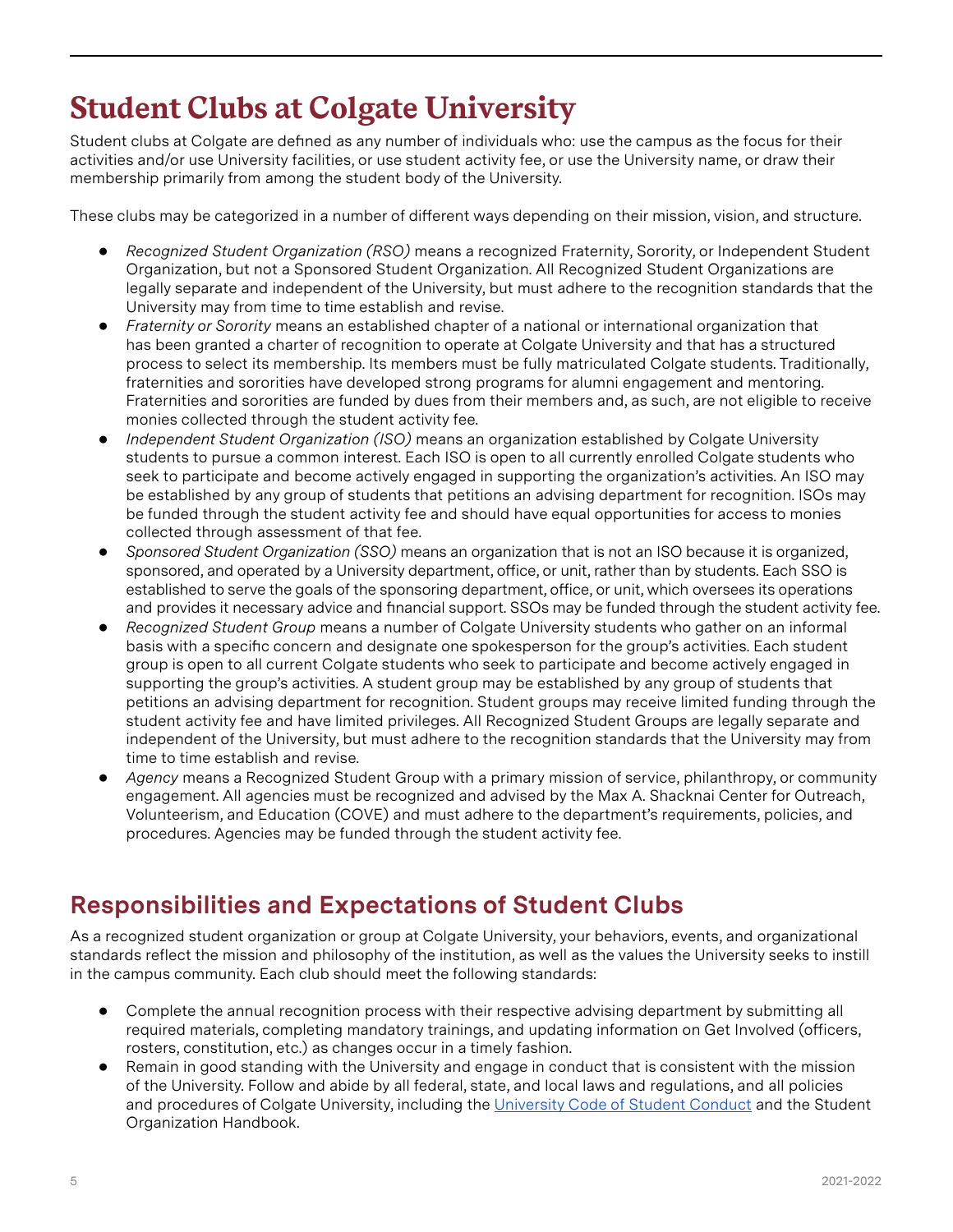# Student Clubs at Colgate University

Student clubs at Colgate are defined as any number of individuals who: use the campus as the focus for their activities and/or use University facilities, or use student activity fee, or use the University name, or draw their membership primarily from among the student body of the University.

These clubs may be categorized in a number of different ways depending on their mission, vision, and structure.

- *Recognized Student Organization (RSO)* means a recognized Fraternity, Sorority, or Independent Student Organization, but not a Sponsored Student Organization. All Recognized Student Organizations are legally separate and independent of the University, but must adhere to the recognition standards that the University may from time to time establish and revise.
- *Fraternity or Sorority* means an established chapter of a national or international organization that has been granted a charter of recognition to operate at Colgate University and that has a structured process to select its membership. Its members must be fully matriculated Colgate students. Traditionally, fraternities and sororities have developed strong programs for alumni engagement and mentoring. Fraternities and sororities are funded by dues from their members and, as such, are not eligible to receive monies collected through the student activity fee.
- *Independent Student Organization (ISO)* means an organization established by Colgate University students to pursue a common interest. Each ISO is open to all currently enrolled Colgate students who seek to participate and become actively engaged in supporting the organization's activities. An ISO may be established by any group of students that petitions an advising department for recognition. ISOs may be funded through the student activity fee and should have equal opportunities for access to monies collected through assessment of that fee.
- *Sponsored Student Organization (SSO)* means an organization that is not an ISO because it is organized, sponsored, and operated by a University department, office, or unit, rather than by students. Each SSO is established to serve the goals of the sponsoring department, office, or unit, which oversees its operations and provides it necessary advice and financial support. SSOs may be funded through the student activity fee.
- *Recognized Student Group* means a number of Colgate University students who gather on an informal basis with a specific concern and designate one spokesperson for the group's activities. Each student group is open to all current Colgate students who seek to participate and become actively engaged in supporting the group's activities. A student group may be established by any group of students that petitions an advising department for recognition. Student groups may receive limited funding through the student activity fee and have limited privileges. All Recognized Student Groups are legally separate and independent of the University, but must adhere to the recognition standards that the University may from time to time establish and revise.
- *Agency* means a Recognized Student Group with a primary mission of service, philanthropy, or community engagement. All agencies must be recognized and advised by the Max A. Shacknai Center for Outreach, Volunteerism, and Education (COVE) and must adhere to the department's requirements, policies, and procedures. Agencies may be funded through the student activity fee.

## Responsibilities and Expectations of Student Clubs

As a recognized student organization or group at Colgate University, your behaviors, events, and organizational standards reflect the mission and philosophy of the institution, as well as the values the University seeks to instill in the campus community. Each club should meet the following standards:

- Complete the annual recognition process with their respective advising department by submitting all required materials, completing mandatory trainings, and updating information on Get Involved (officers, rosters, constitution, etc.) as changes occur in a timely fashion.
- Remain in good standing with the University and engage in conduct that is consistent with the mission of the University. Follow and abide by all federal, state, and local laws and regulations, and all policies and procedures of Colgate University, including the University Code of Student Conduct and the Student Organization Handbook.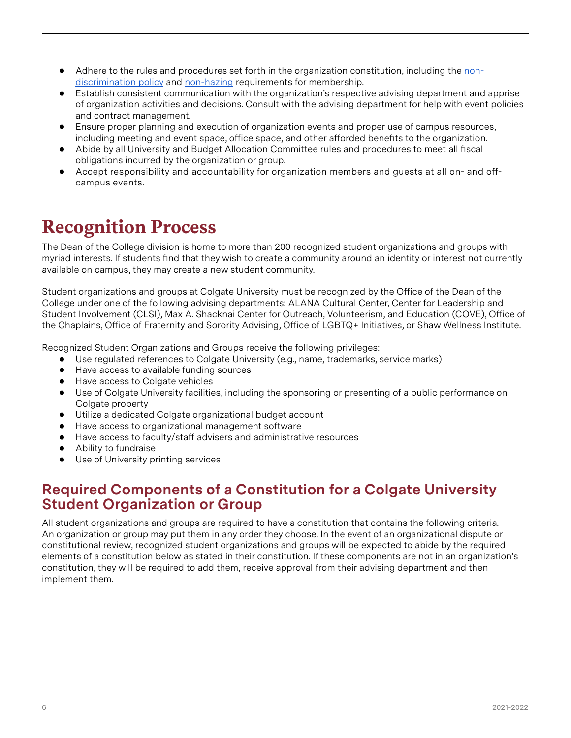- Adhere to the rules and procedures set forth in the organization constitution, including the [non-discrimination policy]() and [non-hazing]() requirements for membership.
- Establish consistent communication with the organization's respective advising department and apprise of organization activities and decisions. Consult with the advising department for help with event policies and contract management.
- Ensure proper planning and execution of organization events and proper use of campus resources, including meeting and event space, office space, and other afforded benefits to the organization.
- Abide by all University and Budget Allocation Committee rules and procedures to meet all fiscal obligations incurred by the organization or group.
- Accept responsibility and accountability for organization members and guests at all on- and off-campus events.

# Recognition Process

The Dean of the College division is home to more than 200 recognized student organizations and groups with myriad interests. If students find that they wish to create a community around an identity or interest not currently available on campus, they may create a new student community.

Student organizations and groups at Colgate University must be recognized by the Office of the Dean of the College under one of the following advising departments: ALANA Cultural Center, Center for Leadership and Student Involvement (CLSI), Max A. Shacknai Center for Outreach, Volunteerism, and Education (COVE), Office of the Chaplains, Office of Fraternity and Sorority Advising, Office of LGBTQ+ Initiatives, or Shaw Wellness Institute.

Recognized Student Organizations and Groups receive the following privileges:

- Use regulated references to Colgate University (e.g., name, trademarks, service marks)
- Have access to available funding sources
- Have access to Colgate vehicles
- Use of Colgate University facilities, including the sponsoring or presenting of a public performance on Colgate property
- Utilize a dedicated Colgate organizational budget account
- Have access to organizational management software
- Have access to faculty/staff advisers and administrative resources
- Ability to fundraise
- Use of University printing services

## Required Components of a Constitution for a Colgate University Student Organization or Group

All student organizations and groups are required to have a constitution that contains the following criteria. An organization or group may put them in any order they choose. In the event of an organizational dispute or constitutional review, recognized student organizations and groups will be expected to abide by the required elements of a constitution below as stated in their constitution. If these components are not in an organization's constitution, they will be required to add them, receive approval from their advising department and then implement them.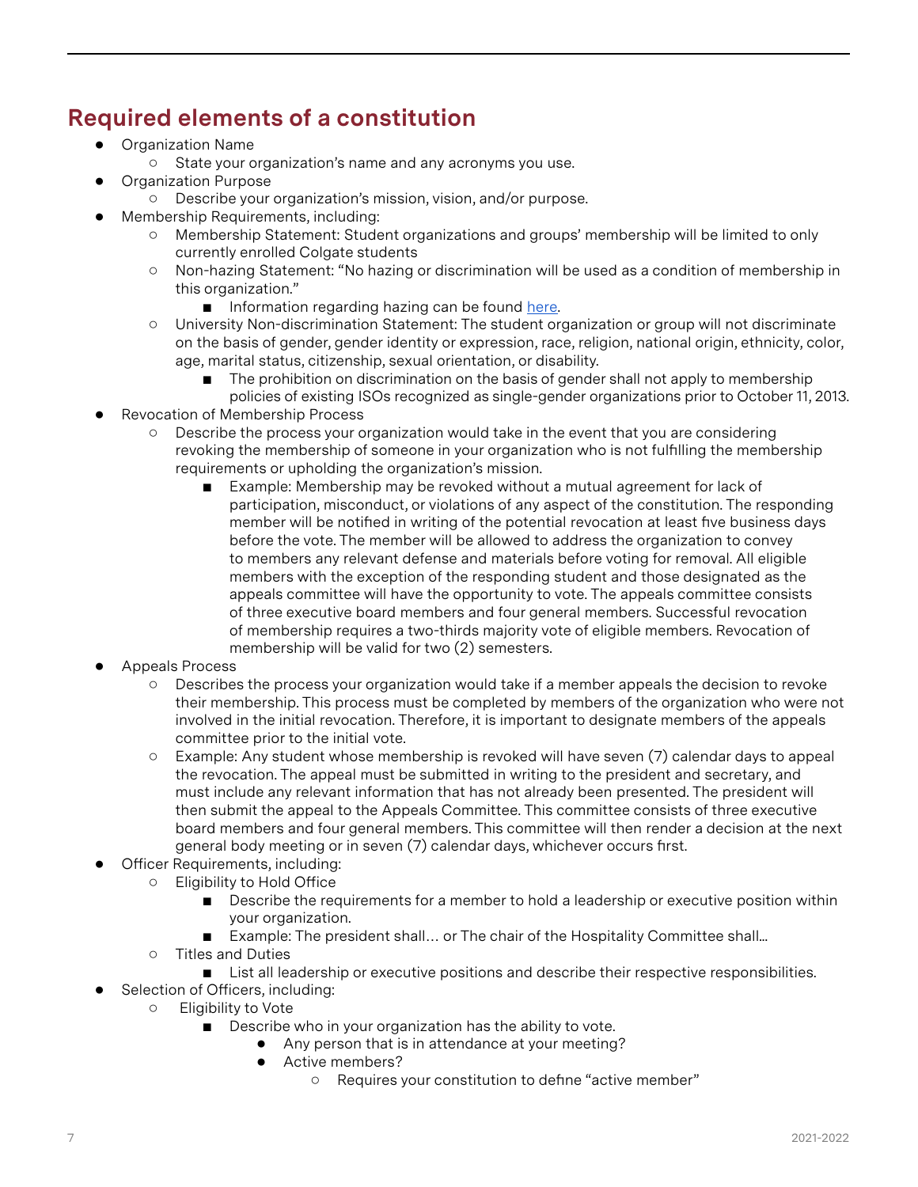## Required elements of a constitution

- Organization Name
    - State your organization's name and any acronyms you use.
- Organization Purpose
    - Describe your organization's mission, vision, and/or purpose.
- Membership Requirements, including:
    - Membership Statement: Student organizations and groups' membership will be limited to only currently enrolled Colgate students
    - Non-hazing Statement: "No hazing or discrimination will be used as a condition of membership in this organization."
        - Information regarding hazing can be found [here](#).
    - University Non-discrimination Statement: The student organization or group will not discriminate on the basis of gender, gender identity or expression, race, religion, national origin, ethnicity, color, age, marital status, citizenship, sexual orientation, or disability.
        - The prohibition on discrimination on the basis of gender shall not apply to membership policies of existing ISOs recognized as single-gender organizations prior to October 11, 2013.
- Revocation of Membership Process
    - Describe the process your organization would take in the event that you are considering revoking the membership of someone in your organization who is not fulfilling the membership requirements or upholding the organization's mission.
        - Example: Membership may be revoked without a mutual agreement for lack of participation, misconduct, or violations of any aspect of the constitution. The responding member will be notified in writing of the potential revocation at least five business days before the vote. The member will be allowed to address the organization to convey to members any relevant defense and materials before voting for removal. All eligible members with the exception of the responding student and those designated as the appeals committee will have the opportunity to vote. The appeals committee consists of three executive board members and four general members. Successful revocation of membership requires a two-thirds majority vote of eligible members. Revocation of membership will be valid for two (2) semesters.
- Appeals Process
    - Describes the process your organization would take if a member appeals the decision to revoke their membership. This process must be completed by members of the organization who were not involved in the initial revocation. Therefore, it is important to designate members of the appeals committee prior to the initial vote.
    - Example: Any student whose membership is revoked will have seven (7) calendar days to appeal the revocation. The appeal must be submitted in writing to the president and secretary, and must include any relevant information that has not already been presented. The president will then submit the appeal to the Appeals Committee. This committee consists of three executive board members and four general members. This committee will then render a decision at the next general body meeting or in seven (7) calendar days, whichever occurs first.
- Officer Requirements, including:
    - Eligibility to Hold Office
        - Describe the requirements for a member to hold a leadership or executive position within your organization.
        - Example: The president shall… or The chair of the Hospitality Committee shall…
    - Titles and Duties
        - List all leadership or executive positions and describe their respective responsibilities.
- Selection of Officers, including:
    - Eligibility to Vote
        - Describe who in your organization has the ability to vote.
            - Any person that is in attendance at your meeting?
            - Active members?
                - Requires your constitution to define "active member"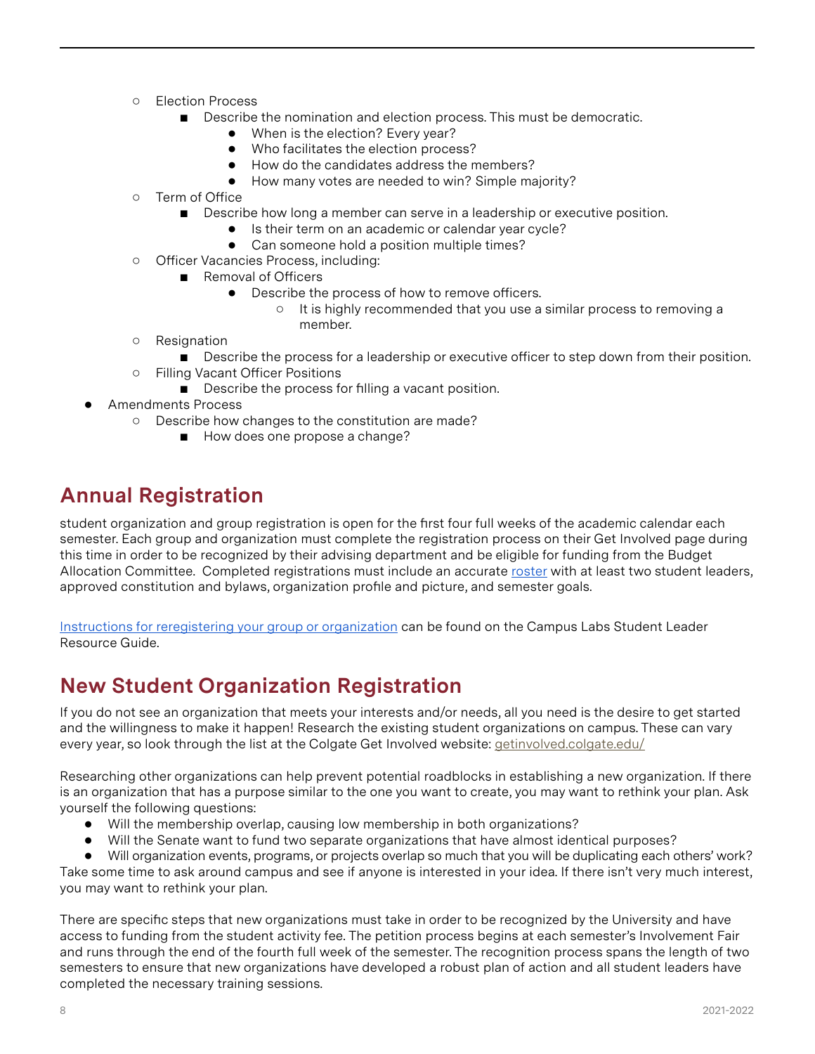- Election Process
    - Describe the nomination and election process. This must be democratic.
        - When is the election? Every year?
        - Who facilitates the election process?
        - How do the candidates address the members?
        - How many votes are needed to win? Simple majority?
- Term of Office
    - Describe how long a member can serve in a leadership or executive position.
        - Is their term on an academic or calendar year cycle?
        - Can someone hold a position multiple times?
- Officer Vacancies Process, including:
    - Removal of Officers
        - Describe the process of how to remove officers.
            - It is highly recommended that you use a similar process to removing a member.
- Resignation
    - Describe the process for a leadership or executive officer to step down from their position.
- Filling Vacant Officer Positions
    - Describe the process for filling a vacant position.

- Amendments Process
    - Describe how changes to the constitution are made?
        - How does one propose a change?

## Annual Registration

student organization and group registration is open for the first four full weeks of the academic calendar each semester. Each group and organization must complete the registration process on their Get Involved page during this time in order to be recognized by their advising department and be eligible for funding from the Budget Allocation Committee. Completed registrations must include an accurate roster with at least two student leaders, approved constitution and bylaws, organization profile and picture, and semester goals.

Instructions for reregistering your group or organization can be found on the Campus Labs Student Leader Resource Guide.

## New Student Organization Registration

If you do not see an organization that meets your interests and/or needs, all you need is the desire to get started and the willingness to make it happen! Research the existing student organizations on campus. These can vary every year, so look through the list at the Colgate Get Involved website: getinvolved.colgate.edu/

Researching other organizations can help prevent potential roadblocks in establishing a new organization. If there is an organization that has a purpose similar to the one you want to create, you may want to rethink your plan. Ask yourself the following questions:

- Will the membership overlap, causing low membership in both organizations?
- Will the Senate want to fund two separate organizations that have almost identical purposes?
- Will organization events, programs, or projects overlap so much that you will be duplicating each others' work?

Take some time to ask around campus and see if anyone is interested in your idea. If there isn't very much interest, you may want to rethink your plan.

There are specific steps that new organizations must take in order to be recognized by the University and have access to funding from the student activity fee. The petition process begins at each semester's Involvement Fair and runs through the end of the fourth full week of the semester. The recognition process spans the length of two semesters to ensure that new organizations have developed a robust plan of action and all student leaders have completed the necessary training sessions.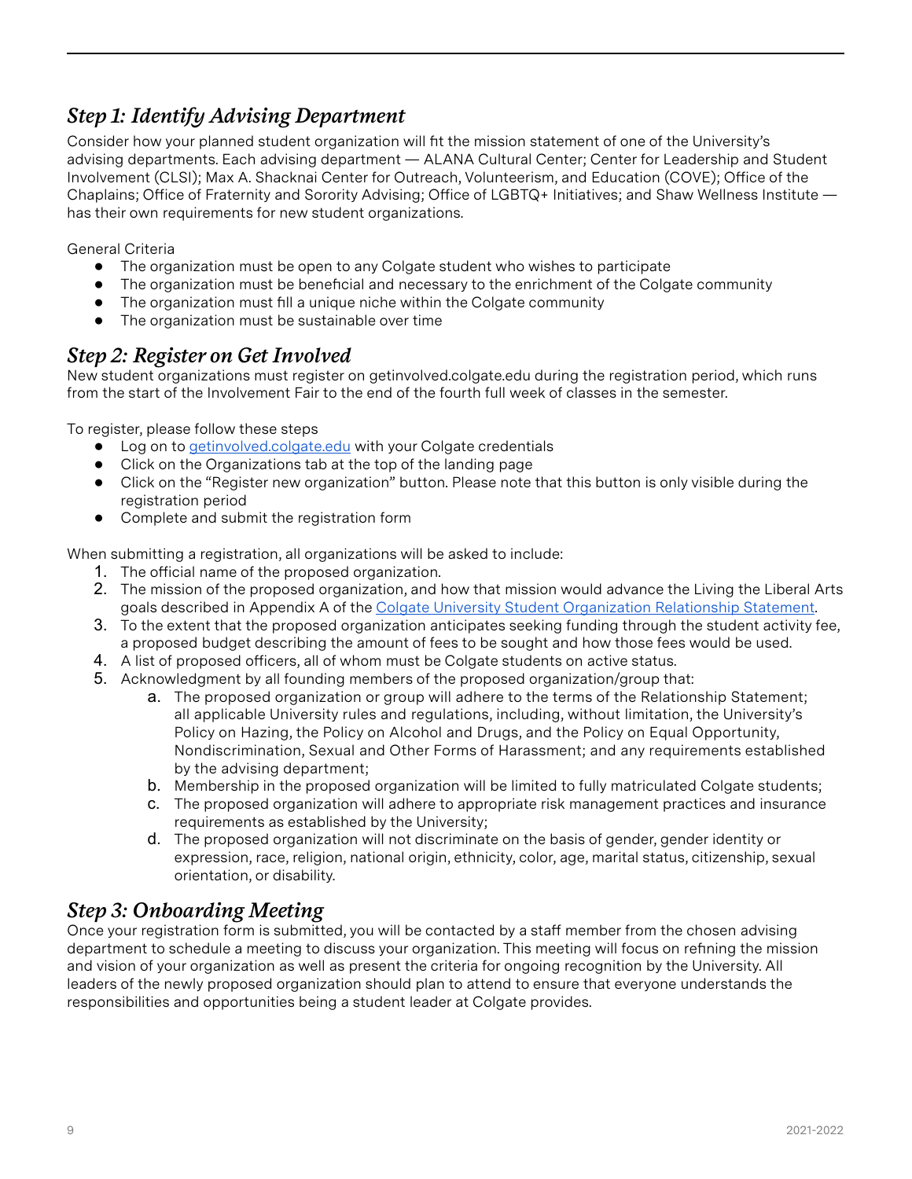## *Step 1: Identify Advising Department*

Consider how your planned student organization will fit the mission statement of one of the University's advising departments. Each advising department — ALANA Cultural Center; Center for Leadership and Student Involvement (CLSI); Max A. Shacknai Center for Outreach, Volunteerism, and Education (COVE); Office of the Chaplains; Office of Fraternity and Sorority Advising; Office of LGBTQ+ Initiatives; and Shaw Wellness Institute — has their own requirements for new student organizations.

General Criteria

- The organization must be open to any Colgate student who wishes to participate
- The organization must be beneficial and necessary to the enrichment of the Colgate community
- The organization must fill a unique niche within the Colgate community
- The organization must be sustainable over time

## *Step 2: Register on Get Involved*

New student organizations must register on getinvolved.colgate.edu during the registration period, which runs from the start of the Involvement Fair to the end of the fourth full week of classes in the semester.

To register, please follow these steps

- Log on to [getinvolved.colgate.edu](getinvolved.colgate.edu) with your Colgate credentials
- Click on the Organizations tab at the top of the landing page
- Click on the "Register new organization" button. Please note that this button is only visible during the registration period
- Complete and submit the registration form

When submitting a registration, all organizations will be asked to include:

1. The official name of the proposed organization.
2. The mission of the proposed organization, and how that mission would advance the Living the Liberal Arts goals described in Appendix A of the [Colgate University Student Organization Relationship Statement](Colgate University Student Organization Relationship Statement).
3. To the extent that the proposed organization anticipates seeking funding through the student activity fee, a proposed budget describing the amount of fees to be sought and how those fees would be used.
4. A list of proposed officers, all of whom must be Colgate students on active status.
5. Acknowledgment by all founding members of the proposed organization/group that:
    a. The proposed organization or group will adhere to the terms of the Relationship Statement; all applicable University rules and regulations, including, without limitation, the University's Policy on Hazing, the Policy on Alcohol and Drugs, and the Policy on Equal Opportunity, Nondiscrimination, Sexual and Other Forms of Harassment; and any requirements established by the advising department;
    b. Membership in the proposed organization will be limited to fully matriculated Colgate students;
    c. The proposed organization will adhere to appropriate risk management practices and insurance requirements as established by the University;
    d. The proposed organization will not discriminate on the basis of gender, gender identity or expression, race, religion, national origin, ethnicity, color, age, marital status, citizenship, sexual orientation, or disability.

## *Step 3: Onboarding Meeting*

Once your registration form is submitted, you will be contacted by a staff member from the chosen advising department to schedule a meeting to discuss your organization. This meeting will focus on refining the mission and vision of your organization as well as present the criteria for ongoing recognition by the University. All leaders of the newly proposed organization should plan to attend to ensure that everyone understands the responsibilities and opportunities being a student leader at Colgate provides.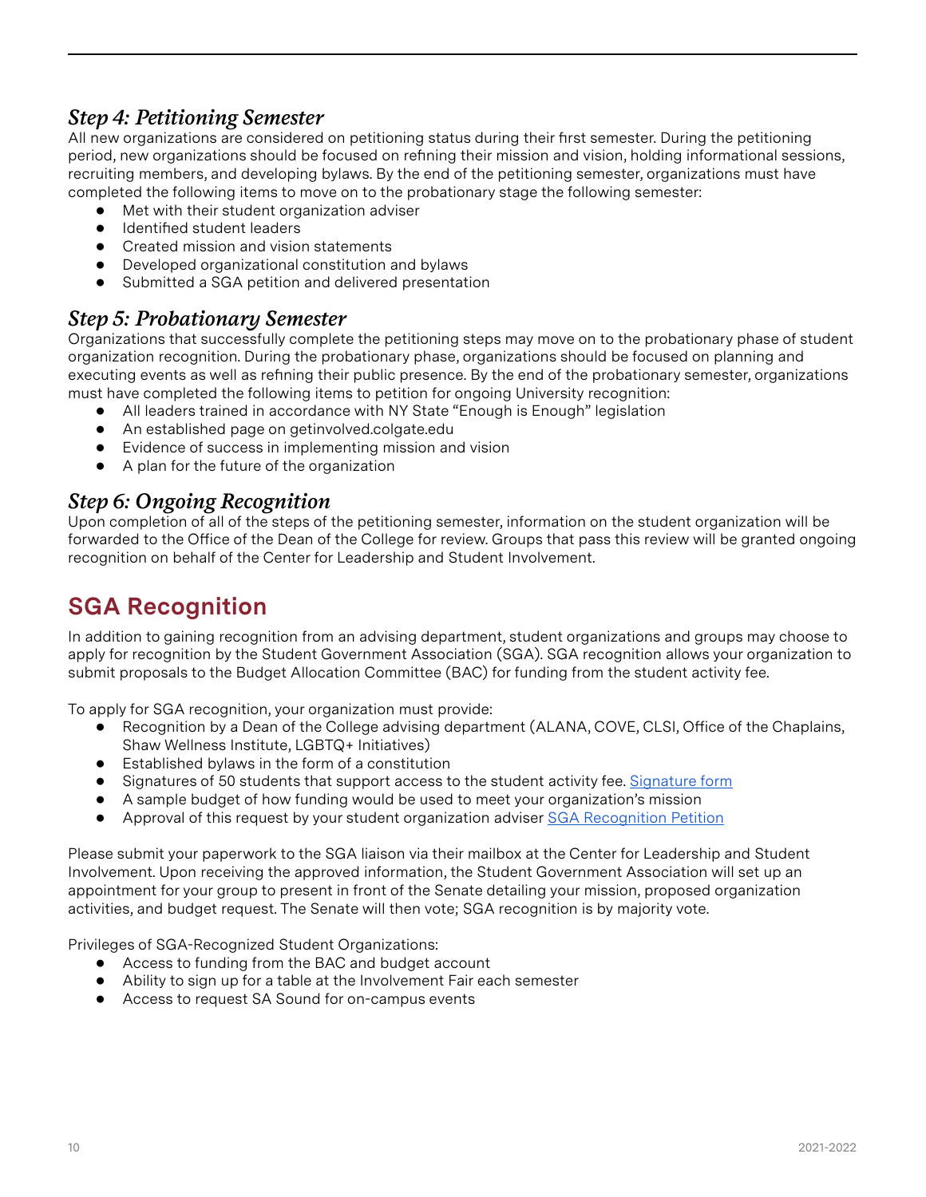### *Step 4: Petitioning Semester*

All new organizations are considered on petitioning status during their first semester. During the petitioning period, new organizations should be focused on refining their mission and vision, holding informational sessions, recruiting members, and developing bylaws. By the end of the petitioning semester, organizations must have completed the following items to move on to the probationary stage the following semester:

- Met with their student organization adviser
- Identified student leaders
- Created mission and vision statements
- Developed organizational constitution and bylaws
- Submitted a SGA petition and delivered presentation

### *Step 5: Probationary Semester*

Organizations that successfully complete the petitioning steps may move on to the probationary phase of student organization recognition. During the probationary phase, organizations should be focused on planning and executing events as well as refining their public presence. By the end of the probationary semester, organizations must have completed the following items to petition for ongoing University recognition:

- All leaders trained in accordance with NY State "Enough is Enough" legislation
- An established page on getinvolved.colgate.edu
- Evidence of success in implementing mission and vision
- A plan for the future of the organization

### *Step 6: Ongoing Recognition*

Upon completion of all of the steps of the petitioning semester, information on the student organization will be forwarded to the Office of the Dean of the College for review. Groups that pass this review will be granted ongoing recognition on behalf of the Center for Leadership and Student Involvement.

## SGA Recognition

In addition to gaining recognition from an advising department, student organizations and groups may choose to apply for recognition by the Student Government Association (SGA). SGA recognition allows your organization to submit proposals to the Budget Allocation Committee (BAC) for funding from the student activity fee.

To apply for SGA recognition, your organization must provide:

- Recognition by a Dean of the College advising department (ALANA, COVE, CLSI, Office of the Chaplains, Shaw Wellness Institute, LGBTQ+ Initiatives)
- Established bylaws in the form of a constitution
- Signatures of 50 students that support access to the student activity fee. Signature form
- A sample budget of how funding would be used to meet your organization's mission
- Approval of this request by your student organization adviser SGA Recognition Petition

Please submit your paperwork to the SGA liaison via their mailbox at the Center for Leadership and Student Involvement. Upon receiving the approved information, the Student Government Association will set up an appointment for your group to present in front of the Senate detailing your mission, proposed organization activities, and budget request. The Senate will then vote; SGA recognition is by majority vote.

Privileges of SGA-Recognized Student Organizations:

- Access to funding from the BAC and budget account
- Ability to sign up for a table at the Involvement Fair each semester
- Access to request SA Sound for on-campus events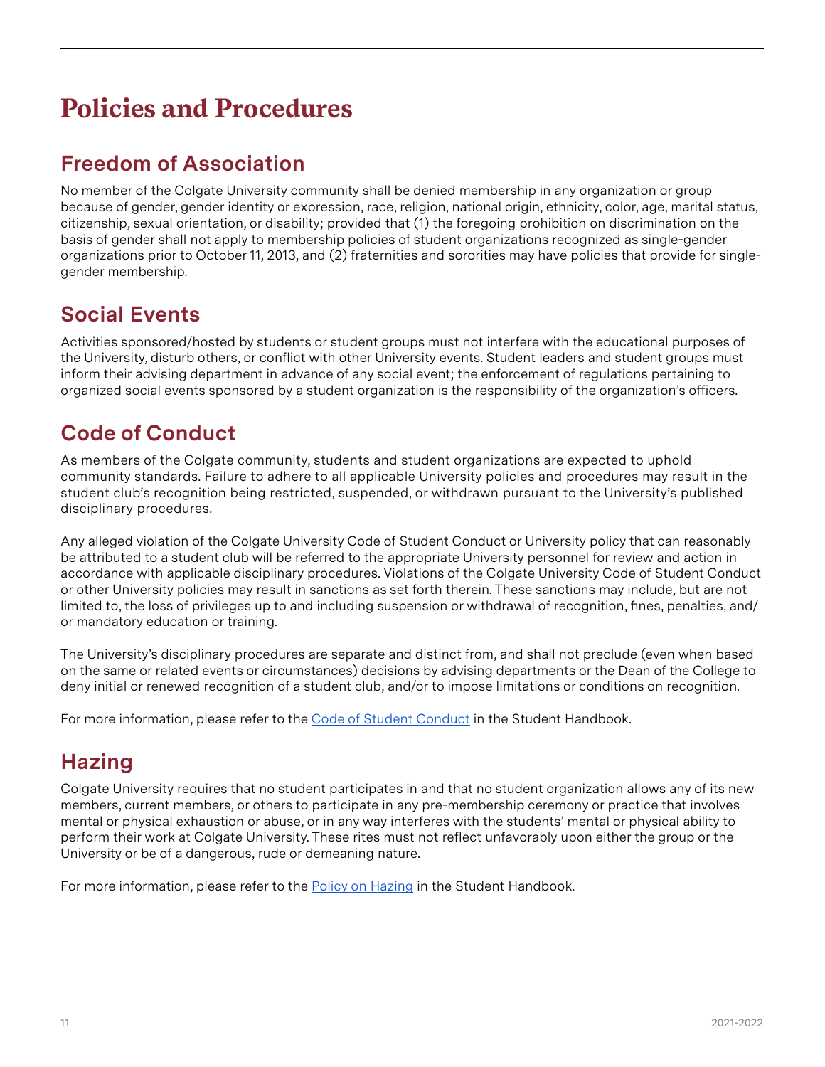# Policies and Procedures

## Freedom of Association

No member of the Colgate University community shall be denied membership in any organization or group because of gender, gender identity or expression, race, religion, national origin, ethnicity, color, age, marital status, citizenship, sexual orientation, or disability; provided that (1) the foregoing prohibition on discrimination on the basis of gender shall not apply to membership policies of student organizations recognized as single-gender organizations prior to October 11, 2013, and (2) fraternities and sororities may have policies that provide for single-gender membership.

## Social Events

Activities sponsored/hosted by students or student groups must not interfere with the educational purposes of the University, disturb others, or conflict with other University events. Student leaders and student groups must inform their advising department in advance of any social event; the enforcement of regulations pertaining to organized social events sponsored by a student organization is the responsibility of the organization's officers.

## Code of Conduct

As members of the Colgate community, students and student organizations are expected to uphold community standards. Failure to adhere to all applicable University policies and procedures may result in the student club's recognition being restricted, suspended, or withdrawn pursuant to the University's published disciplinary procedures.

Any alleged violation of the Colgate University Code of Student Conduct or University policy that can reasonably be attributed to a student club will be referred to the appropriate University personnel for review and action in accordance with applicable disciplinary procedures. Violations of the Colgate University Code of Student Conduct or other University policies may result in sanctions as set forth therein. These sanctions may include, but are not limited to, the loss of privileges up to and including suspension or withdrawal of recognition, fines, penalties, and/or mandatory education or training.

The University's disciplinary procedures are separate and distinct from, and shall not preclude (even when based on the same or related events or circumstances) decisions by advising departments or the Dean of the College to deny initial or renewed recognition of a student club, and/or to impose limitations or conditions on recognition.

For more information, please refer to the Code of Student Conduct in the Student Handbook.

## Hazing

Colgate University requires that no student participates in and that no student organization allows any of its new members, current members, or others to participate in any pre-membership ceremony or practice that involves mental or physical exhaustion or abuse, or in any way interferes with the students' mental or physical ability to perform their work at Colgate University. These rites must not reflect unfavorably upon either the group or the University or be of a dangerous, rude or demeaning nature.

For more information, please refer to the Policy on Hazing in the Student Handbook.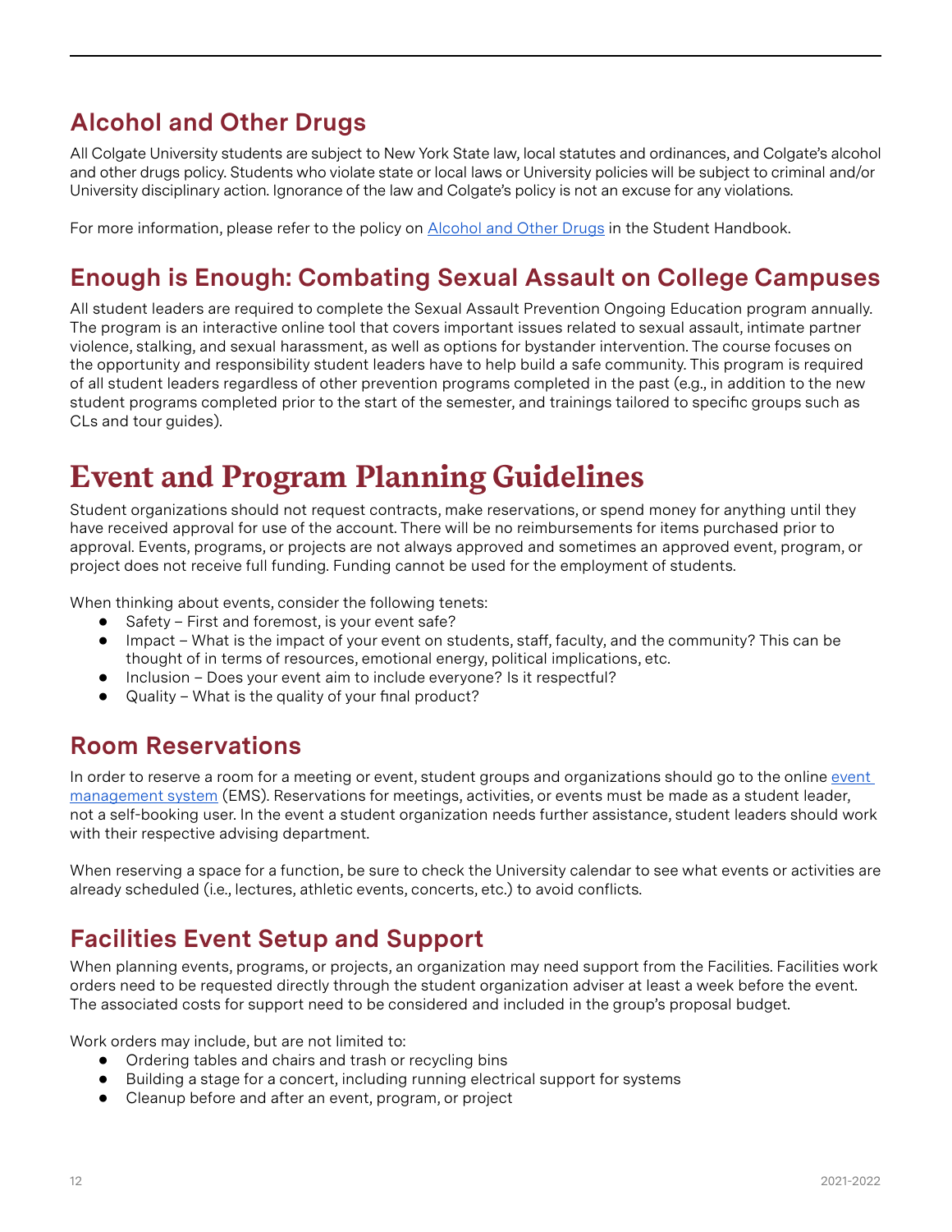## Alcohol and Other Drugs

All Colgate University students are subject to New York State law, local statutes and ordinances, and Colgate's alcohol and other drugs policy. Students who violate state or local laws or University policies will be subject to criminal and/or University disciplinary action. Ignorance of the law and Colgate's policy is not an excuse for any violations.

For more information, please refer to the policy on Alcohol and Other Drugs in the Student Handbook.

## Enough is Enough: Combating Sexual Assault on College Campuses

All student leaders are required to complete the Sexual Assault Prevention Ongoing Education program annually. The program is an interactive online tool that covers important issues related to sexual assault, intimate partner violence, stalking, and sexual harassment, as well as options for bystander intervention. The course focuses on the opportunity and responsibility student leaders have to help build a safe community. This program is required of all student leaders regardless of other prevention programs completed in the past (e.g., in addition to the new student programs completed prior to the start of the semester, and trainings tailored to specific groups such as CLs and tour guides).

# Event and Program Planning Guidelines

Student organizations should not request contracts, make reservations, or spend money for anything until they have received approval for use of the account. There will be no reimbursements for items purchased prior to approval. Events, programs, or projects are not always approved and sometimes an approved event, program, or project does not receive full funding. Funding cannot be used for the employment of students.

When thinking about events, consider the following tenets:

- Safety – First and foremost, is your event safe?
- Impact – What is the impact of your event on students, staff, faculty, and the community? This can be thought of in terms of resources, emotional energy, political implications, etc.
- Inclusion – Does your event aim to include everyone? Is it respectful?
- Quality – What is the quality of your final product?

## Room Reservations

In order to reserve a room for a meeting or event, student groups and organizations should go to the online event management system (EMS). Reservations for meetings, activities, or events must be made as a student leader, not a self-booking user. In the event a student organization needs further assistance, student leaders should work with their respective advising department.

When reserving a space for a function, be sure to check the University calendar to see what events or activities are already scheduled (i.e., lectures, athletic events, concerts, etc.) to avoid conflicts.

## Facilities Event Setup and Support

When planning events, programs, or projects, an organization may need support from the Facilities. Facilities work orders need to be requested directly through the student organization adviser at least a week before the event. The associated costs for support need to be considered and included in the group's proposal budget.

Work orders may include, but are not limited to:

- Ordering tables and chairs and trash or recycling bins
- Building a stage for a concert, including running electrical support for systems
- Cleanup before and after an event, program, or project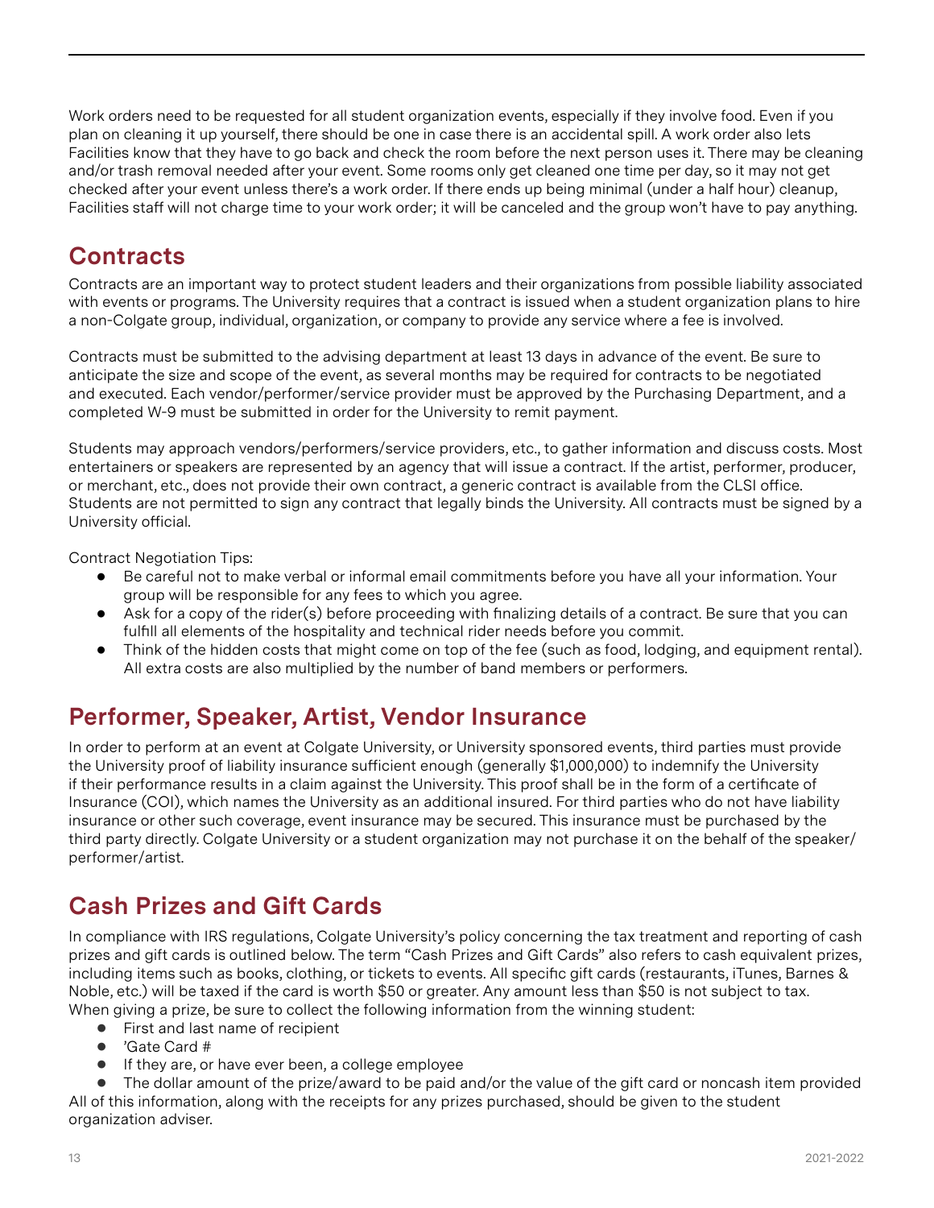Work orders need to be requested for all student organization events, especially if they involve food. Even if you plan on cleaning it up yourself, there should be one in case there is an accidental spill. A work order also lets Facilities know that they have to go back and check the room before the next person uses it. There may be cleaning and/or trash removal needed after your event. Some rooms only get cleaned one time per day, so it may not get checked after your event unless there's a work order. If there ends up being minimal (under a half hour) cleanup, Facilities staff will not charge time to your work order; it will be canceled and the group won't have to pay anything.

## Contracts

Contracts are an important way to protect student leaders and their organizations from possible liability associated with events or programs. The University requires that a contract is issued when a student organization plans to hire a non-Colgate group, individual, organization, or company to provide any service where a fee is involved.

Contracts must be submitted to the advising department at least 13 days in advance of the event. Be sure to anticipate the size and scope of the event, as several months may be required for contracts to be negotiated and executed. Each vendor/performer/service provider must be approved by the Purchasing Department, and a completed W-9 must be submitted in order for the University to remit payment.

Students may approach vendors/performers/service providers, etc., to gather information and discuss costs. Most entertainers or speakers are represented by an agency that will issue a contract. If the artist, performer, producer, or merchant, etc., does not provide their own contract, a generic contract is available from the CLSI office. Students are not permitted to sign any contract that legally binds the University. All contracts must be signed by a University official.

Contract Negotiation Tips:

- Be careful not to make verbal or informal email commitments before you have all your information. Your group will be responsible for any fees to which you agree.
- Ask for a copy of the rider(s) before proceeding with finalizing details of a contract. Be sure that you can fulfill all elements of the hospitality and technical rider needs before you commit.
- Think of the hidden costs that might come on top of the fee (such as food, lodging, and equipment rental). All extra costs are also multiplied by the number of band members or performers.

## Performer, Speaker, Artist, Vendor Insurance

In order to perform at an event at Colgate University, or University sponsored events, third parties must provide the University proof of liability insurance sufficient enough (generally $1,000,000) to indemnify the University if their performance results in a claim against the University. This proof shall be in the form of a certificate of Insurance (COI), which names the University as an additional insured. For third parties who do not have liability insurance or other such coverage, event insurance may be secured. This insurance must be purchased by the third party directly. Colgate University or a student organization may not purchase it on the behalf of the speaker/performer/artist.

## Cash Prizes and Gift Cards

In compliance with IRS regulations, Colgate University's policy concerning the tax treatment and reporting of cash prizes and gift cards is outlined below. The term "Cash Prizes and Gift Cards" also refers to cash equivalent prizes, including items such as books, clothing, or tickets to events. All specific gift cards (restaurants, iTunes, Barnes & Noble, etc.) will be taxed if the card is worth $50 or greater. Any amount less than $50 is not subject to tax. When giving a prize, be sure to collect the following information from the winning student:

- First and last name of recipient
- 'Gate Card #
- If they are, or have ever been, a college employee
- The dollar amount of the prize/award to be paid and/or the value of the gift card or noncash item provided

All of this information, along with the receipts for any prizes purchased, should be given to the student organization adviser.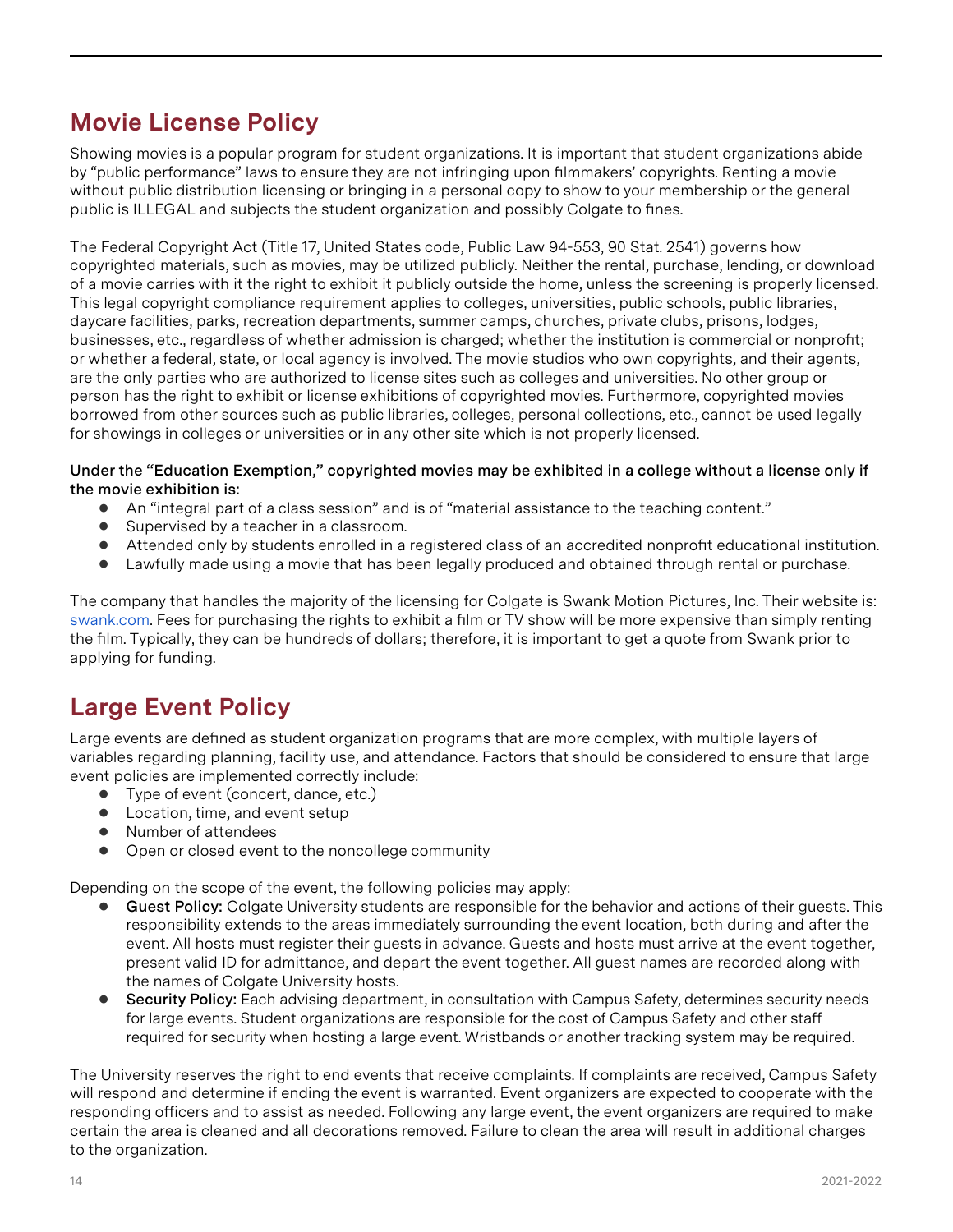## Movie License Policy

Showing movies is a popular program for student organizations. It is important that student organizations abide by "public performance" laws to ensure they are not infringing upon filmmakers' copyrights. Renting a movie without public distribution licensing or bringing in a personal copy to show to your membership or the general public is ILLEGAL and subjects the student organization and possibly Colgate to fines.

The Federal Copyright Act (Title 17, United States code, Public Law 94-553, 90 Stat. 2541) governs how copyrighted materials, such as movies, may be utilized publicly. Neither the rental, purchase, lending, or download of a movie carries with it the right to exhibit it publicly outside the home, unless the screening is properly licensed. This legal copyright compliance requirement applies to colleges, universities, public schools, public libraries, daycare facilities, parks, recreation departments, summer camps, churches, private clubs, prisons, lodges, businesses, etc., regardless of whether admission is charged; whether the institution is commercial or nonprofit; or whether a federal, state, or local agency is involved. The movie studios who own copyrights, and their agents, are the only parties who are authorized to license sites such as colleges and universities. No other group or person has the right to exhibit or license exhibitions of copyrighted movies. Furthermore, copyrighted movies borrowed from other sources such as public libraries, colleges, personal collections, etc., cannot be used legally for showings in colleges or universities or in any other site which is not properly licensed.

**Under the "Education Exemption," copyrighted movies may be exhibited in a college without a license only if the movie exhibition is:**

- An "integral part of a class session" and is of "material assistance to the teaching content."
- Supervised by a teacher in a classroom.
- Attended only by students enrolled in a registered class of an accredited nonprofit educational institution.
- Lawfully made using a movie that has been legally produced and obtained through rental or purchase.

The company that handles the majority of the licensing for Colgate is Swank Motion Pictures, Inc. Their website is: swank.com. Fees for purchasing the rights to exhibit a film or TV show will be more expensive than simply renting the film. Typically, they can be hundreds of dollars; therefore, it is important to get a quote from Swank prior to applying for funding.

## Large Event Policy

Large events are defined as student organization programs that are more complex, with multiple layers of variables regarding planning, facility use, and attendance. Factors that should be considered to ensure that large event policies are implemented correctly include:

- Type of event (concert, dance, etc.)
- Location, time, and event setup
- Number of attendees
- Open or closed event to the noncollege community

Depending on the scope of the event, the following policies may apply:

- **Guest Policy:** Colgate University students are responsible for the behavior and actions of their guests. This responsibility extends to the areas immediately surrounding the event location, both during and after the event. All hosts must register their guests in advance. Guests and hosts must arrive at the event together, present valid ID for admittance, and depart the event together. All guest names are recorded along with the names of Colgate University hosts.
- **Security Policy:** Each advising department, in consultation with Campus Safety, determines security needs for large events. Student organizations are responsible for the cost of Campus Safety and other staff required for security when hosting a large event. Wristbands or another tracking system may be required.

The University reserves the right to end events that receive complaints. If complaints are received, Campus Safety will respond and determine if ending the event is warranted. Event organizers are expected to cooperate with the responding officers and to assist as needed. Following any large event, the event organizers are required to make certain the area is cleaned and all decorations removed. Failure to clean the area will result in additional charges to the organization.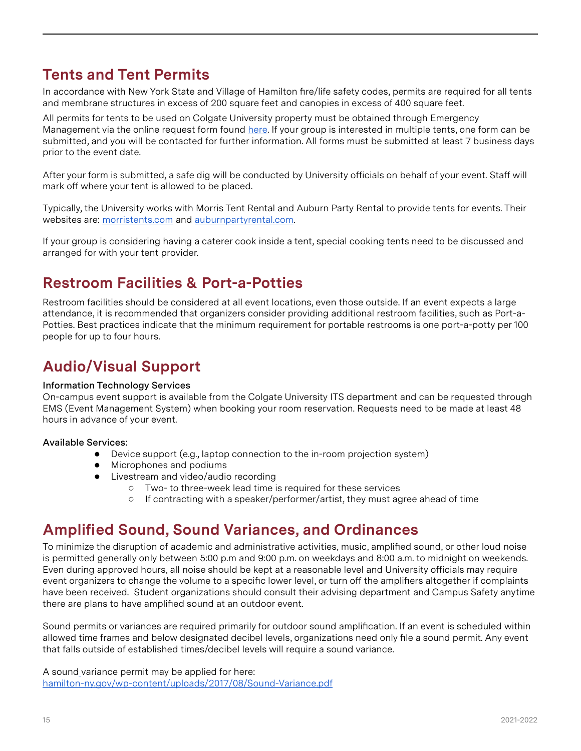## Tents and Tent Permits

In accordance with New York State and Village of Hamilton fire/life safety codes, permits are required for all tents and membrane structures in excess of 200 square feet and canopies in excess of 400 square feet.

All permits for tents to be used on Colgate University property must be obtained through Emergency Management via the online request form found [here](). If your group is interested in multiple tents, one form can be submitted, and you will be contacted for further information. All forms must be submitted at least 7 business days prior to the event date.

After your form is submitted, a safe dig will be conducted by University officials on behalf of your event. Staff will mark off where your tent is allowed to be placed.

Typically, the University works with Morris Tent Rental and Auburn Party Rental to provide tents for events. Their websites are: [morristents.com]() and [auburnpartyrental.com]().

If your group is considering having a caterer cook inside a tent, special cooking tents need to be discussed and arranged for with your tent provider.

## Restroom Facilities & Port-a-Potties

Restroom facilities should be considered at all event locations, even those outside. If an event expects a large attendance, it is recommended that organizers consider providing additional restroom facilities, such as Port-a-Potties. Best practices indicate that the minimum requirement for portable restrooms is one port-a-potty per 100 people for up to four hours.

## Audio/Visual Support

**Information Technology Services**
On-campus event support is available from the Colgate University ITS department and can be requested through EMS (Event Management System) when booking your room reservation. Requests need to be made at least 48 hours in advance of your event.

**Available Services:**

- Device support (e.g., laptop connection to the in-room projection system)
- Microphones and podiums
- Livestream and video/audio recording
  - Two- to three-week lead time is required for these services
  - If contracting with a speaker/performer/artist, they must agree ahead of time

## Amplified Sound, Sound Variances, and Ordinances

To minimize the disruption of academic and administrative activities, music, amplified sound, or other loud noise is permitted generally only between 5:00 p.m and 9:00 p.m. on weekdays and 8:00 a.m. to midnight on weekends. Even during approved hours, all noise should be kept at a reasonable level and University officials may require event organizers to change the volume to a specific lower level, or turn off the amplifiers altogether if complaints have been received. Student organizations should consult their advising department and Campus Safety anytime there are plans to have amplified sound at an outdoor event.

Sound permits or variances are required primarily for outdoor sound amplification. If an event is scheduled within allowed time frames and below designated decibel levels, organizations need only file a sound permit. Any event that falls outside of established times/decibel levels will require a sound variance.

A sound variance permit may be applied for here:
[hamilton-ny.gov/wp-content/uploads/2017/08/Sound-Variance.pdf]()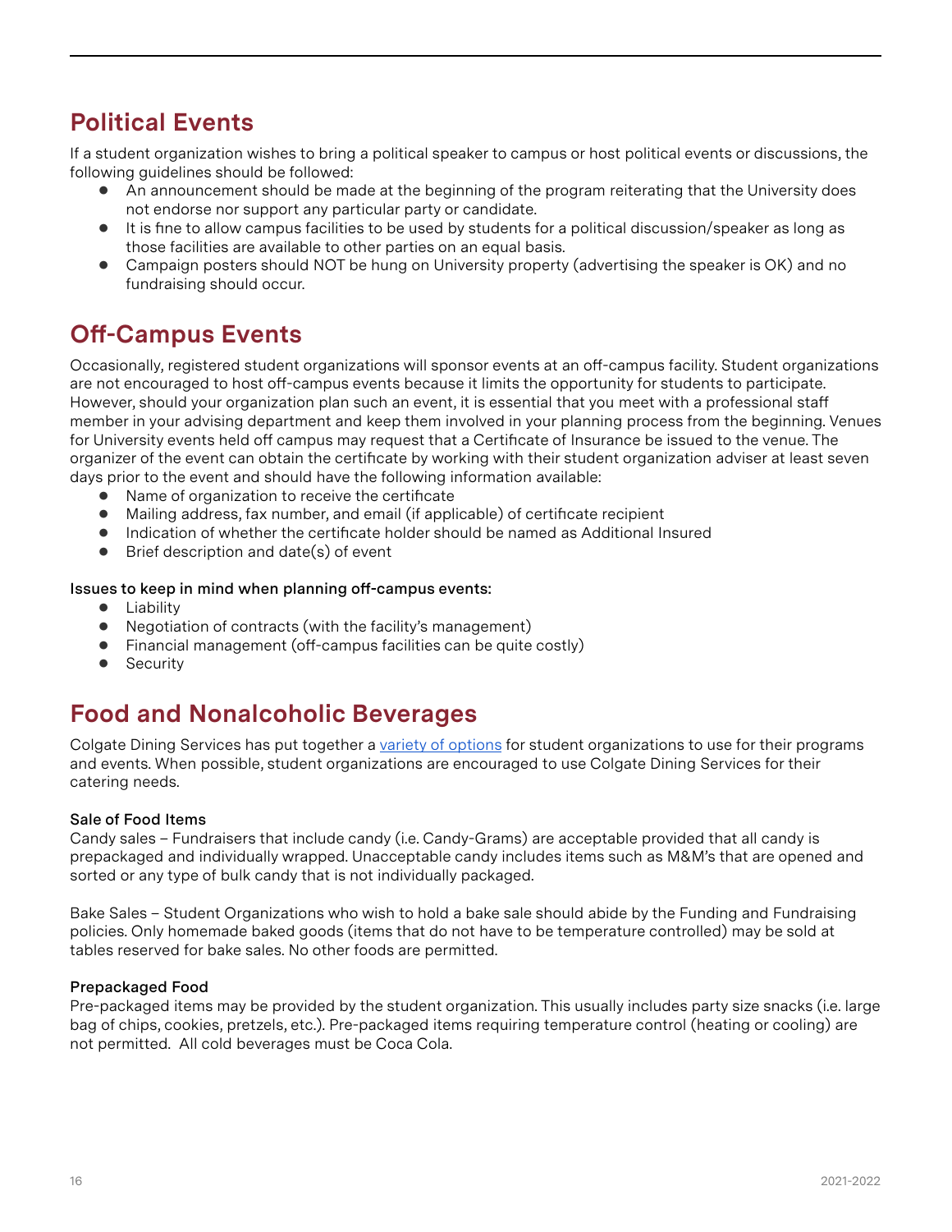## Political Events

If a student organization wishes to bring a political speaker to campus or host political events or discussions, the following guidelines should be followed:

- An announcement should be made at the beginning of the program reiterating that the University does not endorse nor support any particular party or candidate.
- It is fine to allow campus facilities to be used by students for a political discussion/speaker as long as those facilities are available to other parties on an equal basis.
- Campaign posters should NOT be hung on University property (advertising the speaker is OK) and no fundraising should occur.

## Off-Campus Events

Occasionally, registered student organizations will sponsor events at an off-campus facility. Student organizations are not encouraged to host off-campus events because it limits the opportunity for students to participate. However, should your organization plan such an event, it is essential that you meet with a professional staff member in your advising department and keep them involved in your planning process from the beginning. Venues for University events held off campus may request that a Certificate of Insurance be issued to the venue. The organizer of the event can obtain the certificate by working with their student organization adviser at least seven days prior to the event and should have the following information available:

- Name of organization to receive the certificate
- Mailing address, fax number, and email (if applicable) of certificate recipient
- Indication of whether the certificate holder should be named as Additional Insured
- Brief description and date(s) of event

Issues to keep in mind when planning off-campus events:

- Liability
- Negotiation of contracts (with the facility's management)
- Financial management (off-campus facilities can be quite costly)
- Security

## Food and Nonalcoholic Beverages

Colgate Dining Services has put together a variety of options for student organizations to use for their programs and events. When possible, student organizations are encouraged to use Colgate Dining Services for their catering needs.

### Sale of Food Items

Candy sales – Fundraisers that include candy (i.e. Candy-Grams) are acceptable provided that all candy is prepackaged and individually wrapped. Unacceptable candy includes items such as M&M's that are opened and sorted or any type of bulk candy that is not individually packaged.

Bake Sales – Student Organizations who wish to hold a bake sale should abide by the Funding and Fundraising policies. Only homemade baked goods (items that do not have to be temperature controlled) may be sold at tables reserved for bake sales. No other foods are permitted.

### Prepackaged Food

Pre-packaged items may be provided by the student organization. This usually includes party size snacks (i.e. large bag of chips, cookies, pretzels, etc.). Pre-packaged items requiring temperature control (heating or cooling) are not permitted. All cold beverages must be Coca Cola.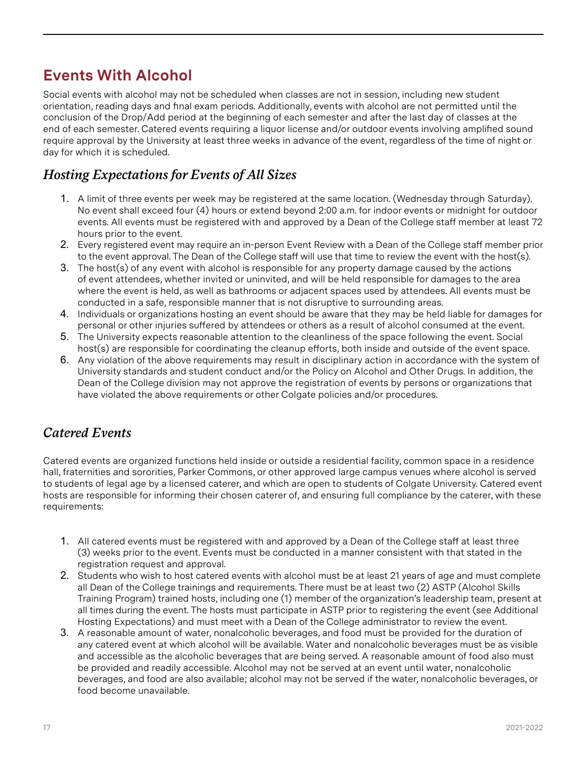## Events With Alcohol

Social events with alcohol may not be scheduled when classes are not in session, including new student orientation, reading days and final exam periods. Additionally, events with alcohol are not permitted until the conclusion of the Drop/Add period at the beginning of each semester and after the last day of classes at the end of each semester. Catered events requiring a liquor license and/or outdoor events involving amplified sound require approval by the University at least three weeks in advance of the event, regardless of the time of night or day for which it is scheduled.

### *Hosting Expectations for Events of All Sizes*

1. A limit of three events per week may be registered at the same location. (Wednesday through Saturday). No event shall exceed four (4) hours or extend beyond 2:00 a.m. for indoor events or midnight for outdoor events. All events must be registered with and approved by a Dean of the College staff member at least 72 hours prior to the event.
2. Every registered event may require an in-person Event Review with a Dean of the College staff member prior to the event approval. The Dean of the College staff will use that time to review the event with the host(s).
3. The host(s) of any event with alcohol is responsible for any property damage caused by the actions of event attendees, whether invited or uninvited, and will be held responsible for damages to the area where the event is held, as well as bathrooms or adjacent spaces used by attendees. All events must be conducted in a safe, responsible manner that is not disruptive to surrounding areas.
4. Individuals or organizations hosting an event should be aware that they may be held liable for damages for personal or other injuries suffered by attendees or others as a result of alcohol consumed at the event.
5. The University expects reasonable attention to the cleanliness of the space following the event. Social host(s) are responsible for coordinating the cleanup efforts, both inside and outside of the event space.
6. Any violation of the above requirements may result in disciplinary action in accordance with the system of University standards and student conduct and/or the Policy on Alcohol and Other Drugs. In addition, the Dean of the College division may not approve the registration of events by persons or organizations that have violated the above requirements or other Colgate policies and/or procedures.

### *Catered Events*

Catered events are organized functions held inside or outside a residential facility, common space in a residence hall, fraternities and sororities, Parker Commons, or other approved large campus venues where alcohol is served to students of legal age by a licensed caterer, and which are open to students of Colgate University. Catered event hosts are responsible for informing their chosen caterer of, and ensuring full compliance by the caterer, with these requirements:

1. All catered events must be registered with and approved by a Dean of the College staff at least three (3) weeks prior to the event. Events must be conducted in a manner consistent with that stated in the registration request and approval.
2. Students who wish to host catered events with alcohol must be at least 21 years of age and must complete all Dean of the College trainings and requirements. There must be at least two (2) ASTP (Alcohol Skills Training Program) trained hosts, including one (1) member of the organization's leadership team, present at all times during the event. The hosts must participate in ASTP prior to registering the event (see Additional Hosting Expectations) and must meet with a Dean of the College administrator to review the event.
3. A reasonable amount of water, nonalcoholic beverages, and food must be provided for the duration of any catered event at which alcohol will be available. Water and nonalcoholic beverages must be as visible and accessible as the alcoholic beverages that are being served. A reasonable amount of food also must be provided and readily accessible. Alcohol may not be served at an event until water, nonalcoholic beverages, and food are also available; alcohol may not be served if the water, nonalcoholic beverages, or food become unavailable.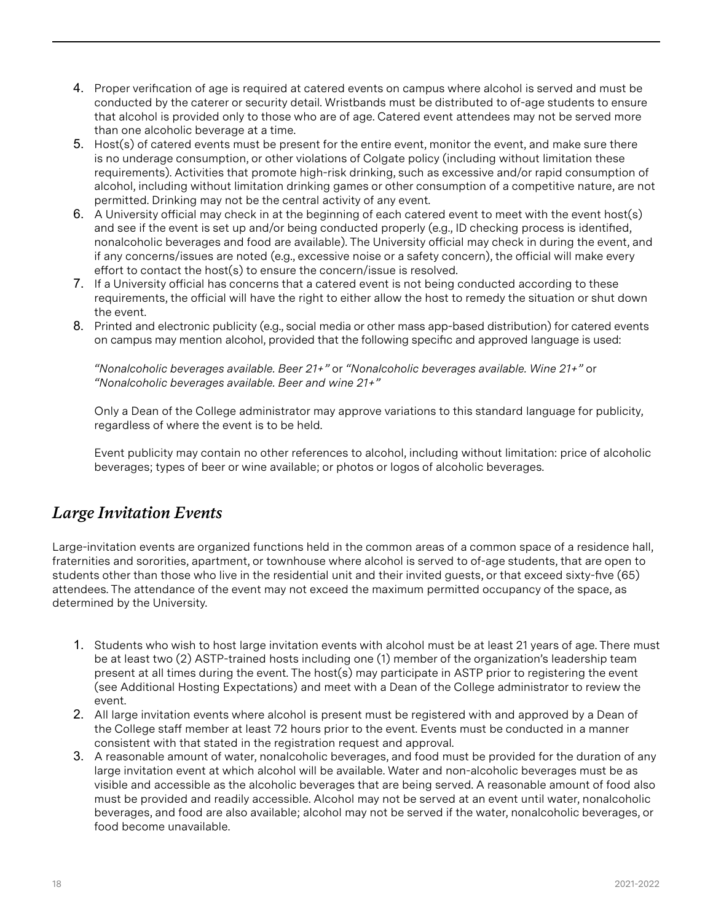4. Proper verification of age is required at catered events on campus where alcohol is served and must be conducted by the caterer or security detail. Wristbands must be distributed to of-age students to ensure that alcohol is provided only to those who are of age. Catered event attendees may not be served more than one alcoholic beverage at a time.
5. Host(s) of catered events must be present for the entire event, monitor the event, and make sure there is no underage consumption, or other violations of Colgate policy (including without limitation these requirements). Activities that promote high-risk drinking, such as excessive and/or rapid consumption of alcohol, including without limitation drinking games or other consumption of a competitive nature, are not permitted. Drinking may not be the central activity of any event.
6. A University official may check in at the beginning of each catered event to meet with the event host(s) and see if the event is set up and/or being conducted properly (e.g., ID checking process is identified, nonalcoholic beverages and food are available). The University official may check in during the event, and if any concerns/issues are noted (e.g., excessive noise or a safety concern), the official will make every effort to contact the host(s) to ensure the concern/issue is resolved.
7. If a University official has concerns that a catered event is not being conducted according to these requirements, the official will have the right to either allow the host to remedy the situation or shut down the event.
8. Printed and electronic publicity (e.g., social media or other mass app-based distribution) for catered events on campus may mention alcohol, provided that the following specific and approved language is used:

   *"Nonalcoholic beverages available. Beer 21+"* or *"Nonalcoholic beverages available. Wine 21+"* or *"Nonalcoholic beverages available. Beer and wine 21+"*

   Only a Dean of the College administrator may approve variations to this standard language for publicity, regardless of where the event is to be held.

   Event publicity may contain no other references to alcohol, including without limitation: price of alcoholic beverages; types of beer or wine available; or photos or logos of alcoholic beverages.

## *Large Invitation Events*

Large-invitation events are organized functions held in the common areas of a common space of a residence hall, fraternities and sororities, apartment, or townhouse where alcohol is served to of-age students, that are open to students other than those who live in the residential unit and their invited guests, or that exceed sixty-five (65) attendees. The attendance of the event may not exceed the maximum permitted occupancy of the space, as determined by the University.

1. Students who wish to host large invitation events with alcohol must be at least 21 years of age. There must be at least two (2) ASTP-trained hosts including one (1) member of the organization's leadership team present at all times during the event. The host(s) may participate in ASTP prior to registering the event (see Additional Hosting Expectations) and meet with a Dean of the College administrator to review the event.
2. All large invitation events where alcohol is present must be registered with and approved by a Dean of the College staff member at least 72 hours prior to the event. Events must be conducted in a manner consistent with that stated in the registration request and approval.
3. A reasonable amount of water, nonalcoholic beverages, and food must be provided for the duration of any large invitation event at which alcohol will be available. Water and non-alcoholic beverages must be as visible and accessible as the alcoholic beverages that are being served. A reasonable amount of food also must be provided and readily accessible. Alcohol may not be served at an event until water, nonalcoholic beverages, and food are also available; alcohol may not be served if the water, nonalcoholic beverages, or food become unavailable.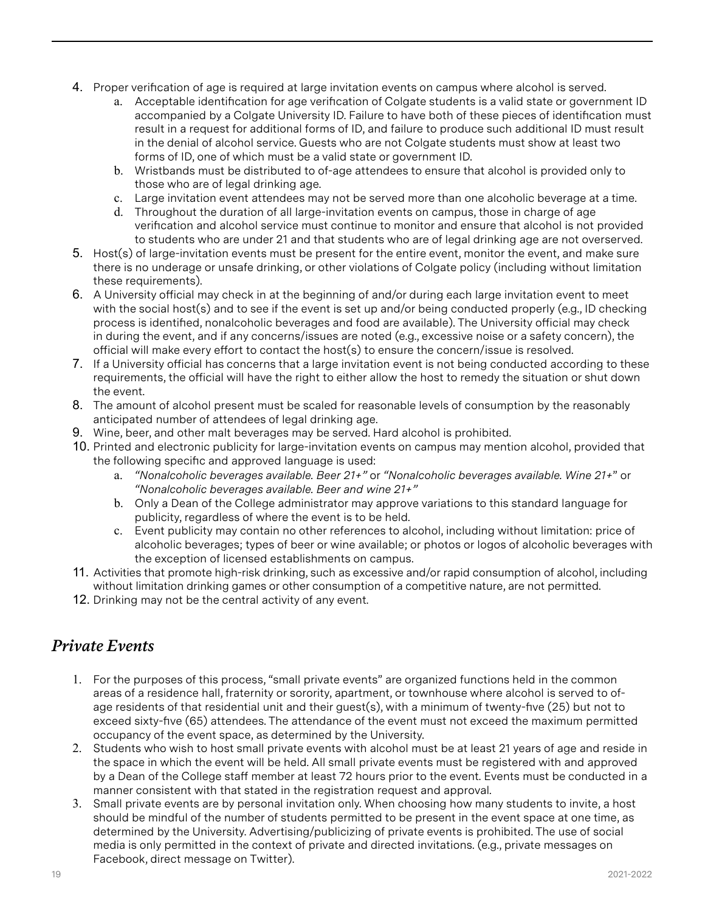4. Proper verification of age is required at large invitation events on campus where alcohol is served.
    a. Acceptable identification for age verification of Colgate students is a valid state or government ID accompanied by a Colgate University ID. Failure to have both of these pieces of identification must result in a request for additional forms of ID, and failure to produce such additional ID must result in the denial of alcohol service. Guests who are not Colgate students must show at least two forms of ID, one of which must be a valid state or government ID.
    b. Wristbands must be distributed to of-age attendees to ensure that alcohol is provided only to those who are of legal drinking age.
    c. Large invitation event attendees may not be served more than one alcoholic beverage at a time.
    d. Throughout the duration of all large-invitation events on campus, those in charge of age verification and alcohol service must continue to monitor and ensure that alcohol is not provided to students who are under 21 and that students who are of legal drinking age are not overserved.
5. Host(s) of large-invitation events must be present for the entire event, monitor the event, and make sure there is no underage or unsafe drinking, or other violations of Colgate policy (including without limitation these requirements).
6. A University official may check in at the beginning of and/or during each large invitation event to meet with the social host(s) and to see if the event is set up and/or being conducted properly (e.g., ID checking process is identified, nonalcoholic beverages and food are available). The University official may check in during the event, and if any concerns/issues are noted (e.g., excessive noise or a safety concern), the official will make every effort to contact the host(s) to ensure the concern/issue is resolved.
7. If a University official has concerns that a large invitation event is not being conducted according to these requirements, the official will have the right to either allow the host to remedy the situation or shut down the event.
8. The amount of alcohol present must be scaled for reasonable levels of consumption by the reasonably anticipated number of attendees of legal drinking age.
9. Wine, beer, and other malt beverages may be served. Hard alcohol is prohibited.
10. Printed and electronic publicity for large-invitation events on campus may mention alcohol, provided that the following specific and approved language is used:
    a. *"Nonalcoholic beverages available. Beer 21+"* or *"Nonalcoholic beverages available. Wine 21+"* or *"Nonalcoholic beverages available. Beer and wine 21+"*
    b. Only a Dean of the College administrator may approve variations to this standard language for publicity, regardless of where the event is to be held.
    c. Event publicity may contain no other references to alcohol, including without limitation: price of alcoholic beverages; types of beer or wine available; or photos or logos of alcoholic beverages with the exception of licensed establishments on campus.
11. Activities that promote high-risk drinking, such as excessive and/or rapid consumption of alcohol, including without limitation drinking games or other consumption of a competitive nature, are not permitted.
12. Drinking may not be the central activity of any event.

## *Private Events*

1. For the purposes of this process, "small private events" are organized functions held in the common areas of a residence hall, fraternity or sorority, apartment, or townhouse where alcohol is served to of-age residents of that residential unit and their guest(s), with a minimum of twenty-five (25) but not to exceed sixty-five (65) attendees. The attendance of the event must not exceed the maximum permitted occupancy of the event space, as determined by the University.
2. Students who wish to host small private events with alcohol must be at least 21 years of age and reside in the space in which the event will be held. All small private events must be registered with and approved by a Dean of the College staff member at least 72 hours prior to the event. Events must be conducted in a manner consistent with that stated in the registration request and approval.
3. Small private events are by personal invitation only. When choosing how many students to invite, a host should be mindful of the number of students permitted to be present in the event space at one time, as determined by the University. Advertising/publicizing of private events is prohibited. The use of social media is only permitted in the context of private and directed invitations. (e.g., private messages on Facebook, direct message on Twitter).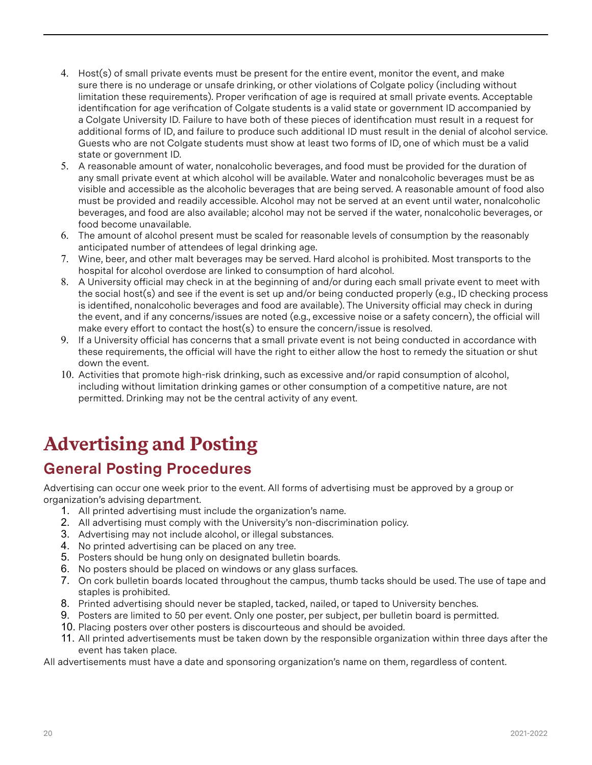4. Host(s) of small private events must be present for the entire event, monitor the event, and make sure there is no underage or unsafe drinking, or other violations of Colgate policy (including without limitation these requirements). Proper verification of age is required at small private events. Acceptable identification for age verification of Colgate students is a valid state or government ID accompanied by a Colgate University ID. Failure to have both of these pieces of identification must result in a request for additional forms of ID, and failure to produce such additional ID must result in the denial of alcohol service. Guests who are not Colgate students must show at least two forms of ID, one of which must be a valid state or government ID.
5. A reasonable amount of water, nonalcoholic beverages, and food must be provided for the duration of any small private event at which alcohol will be available. Water and nonalcoholic beverages must be as visible and accessible as the alcoholic beverages that are being served. A reasonable amount of food also must be provided and readily accessible. Alcohol may not be served at an event until water, nonalcoholic beverages, and food are also available; alcohol may not be served if the water, nonalcoholic beverages, or food become unavailable.
6. The amount of alcohol present must be scaled for reasonable levels of consumption by the reasonably anticipated number of attendees of legal drinking age.
7. Wine, beer, and other malt beverages may be served. Hard alcohol is prohibited. Most transports to the hospital for alcohol overdose are linked to consumption of hard alcohol.
8. A University official may check in at the beginning of and/or during each small private event to meet with the social host(s) and see if the event is set up and/or being conducted properly (e.g., ID checking process is identified, nonalcoholic beverages and food are available). The University official may check in during the event, and if any concerns/issues are noted (e.g., excessive noise or a safety concern), the official will make every effort to contact the host(s) to ensure the concern/issue is resolved.
9. If a University official has concerns that a small private event is not being conducted in accordance with these requirements, the official will have the right to either allow the host to remedy the situation or shut down the event.
10. Activities that promote high-risk drinking, such as excessive and/or rapid consumption of alcohol, including without limitation drinking games or other consumption of a competitive nature, are not permitted. Drinking may not be the central activity of any event.

# Advertising and Posting

## General Posting Procedures

Advertising can occur one week prior to the event. All forms of advertising must be approved by a group or organization's advising department.

1. All printed advertising must include the organization's name.
2. All advertising must comply with the University's non-discrimination policy.
3. Advertising may not include alcohol, or illegal substances.
4. No printed advertising can be placed on any tree.
5. Posters should be hung only on designated bulletin boards.
6. No posters should be placed on windows or any glass surfaces.
7. On cork bulletin boards located throughout the campus, thumb tacks should be used. The use of tape and staples is prohibited.
8. Printed advertising should never be stapled, tacked, nailed, or taped to University benches.
9. Posters are limited to 50 per event. Only one poster, per subject, per bulletin board is permitted.
10. Placing posters over other posters is discourteous and should be avoided.
11. All printed advertisements must be taken down by the responsible organization within three days after the event has taken place.

All advertisements must have a date and sponsoring organization's name on them, regardless of content.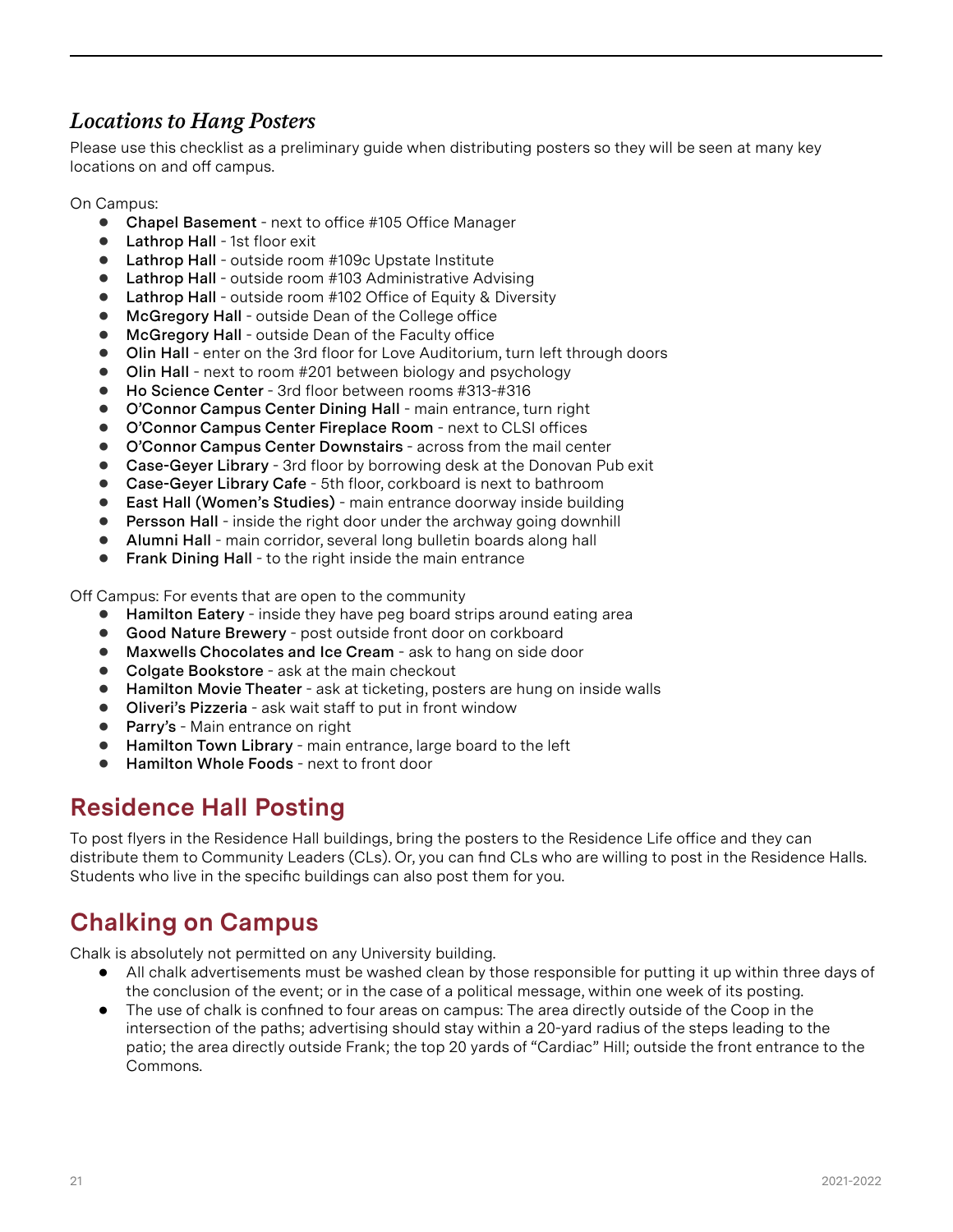### *Locations to Hang Posters*

Please use this checklist as a preliminary guide when distributing posters so they will be seen at many key locations on and off campus.

On Campus:

- Chapel Basement - next to office #105 Office Manager
- Lathrop Hall - 1st floor exit
- Lathrop Hall - outside room #109c Upstate Institute
- Lathrop Hall - outside room #103 Administrative Advising
- Lathrop Hall - outside room #102 Office of Equity & Diversity
- McGregory Hall - outside Dean of the College office
- McGregory Hall - outside Dean of the Faculty office
- Olin Hall - enter on the 3rd floor for Love Auditorium, turn left through doors
- Olin Hall - next to room #201 between biology and psychology
- Ho Science Center - 3rd floor between rooms #313-#316
- O'Connor Campus Center Dining Hall - main entrance, turn right
- O'Connor Campus Center Fireplace Room - next to CLSI offices
- O'Connor Campus Center Downstairs - across from the mail center
- Case-Geyer Library - 3rd floor by borrowing desk at the Donovan Pub exit
- Case-Geyer Library Cafe - 5th floor, corkboard is next to bathroom
- East Hall (Women's Studies) - main entrance doorway inside building
- Persson Hall - inside the right door under the archway going downhill
- Alumni Hall - main corridor, several long bulletin boards along hall
- Frank Dining Hall - to the right inside the main entrance

Off Campus: For events that are open to the community

- Hamilton Eatery - inside they have peg board strips around eating area
- Good Nature Brewery - post outside front door on corkboard
- Maxwells Chocolates and Ice Cream - ask to hang on side door
- Colgate Bookstore - ask at the main checkout
- Hamilton Movie Theater - ask at ticketing, posters are hung on inside walls
- Oliveri's Pizzeria - ask wait staff to put in front window
- Parry's - Main entrance on right
- Hamilton Town Library - main entrance, large board to the left
- Hamilton Whole Foods - next to front door

## Residence Hall Posting

To post flyers in the Residence Hall buildings, bring the posters to the Residence Life office and they can distribute them to Community Leaders (CLs). Or, you can find CLs who are willing to post in the Residence Halls. Students who live in the specific buildings can also post them for you.

## Chalking on Campus

Chalk is absolutely not permitted on any University building.

- All chalk advertisements must be washed clean by those responsible for putting it up within three days of the conclusion of the event; or in the case of a political message, within one week of its posting.
- The use of chalk is confined to four areas on campus: The area directly outside of the Coop in the intersection of the paths; advertising should stay within a 20-yard radius of the steps leading to the patio; the area directly outside Frank; the top 20 yards of "Cardiac" Hill; outside the front entrance to the Commons.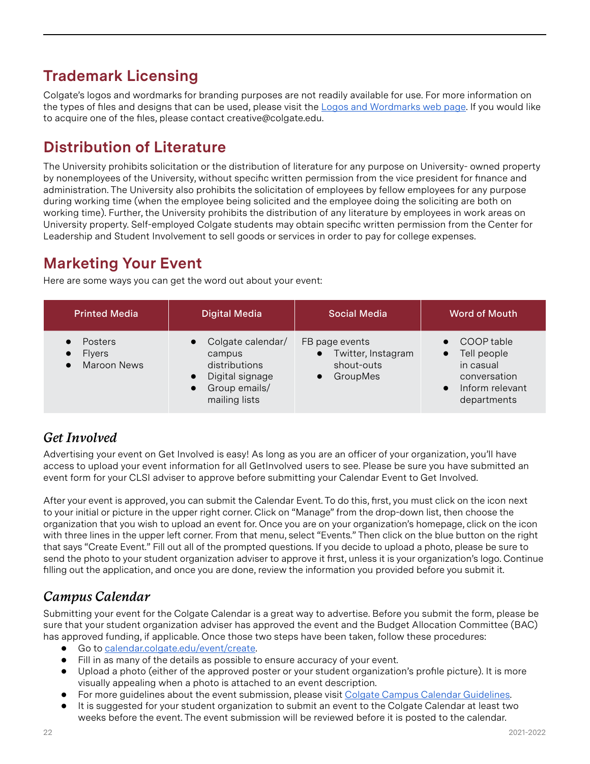## Trademark Licensing

Colgate's logos and wordmarks for branding purposes are not readily available for use. For more information on the types of files and designs that can be used, please visit the [Logos and Wordmarks web page](). If you would like to acquire one of the files, please contact creative@colgate.edu.

## Distribution of Literature

The University prohibits solicitation or the distribution of literature for any purpose on University- owned property by nonemployees of the University, without specific written permission from the vice president for finance and administration. The University also prohibits the solicitation of employees by fellow employees for any purpose during working time (when the employee being solicited and the employee doing the soliciting are both on working time). Further, the University prohibits the distribution of any literature by employees in work areas on University property. Self-employed Colgate students may obtain specific written permission from the Center for Leadership and Student Involvement to sell goods or services in order to pay for college expenses.

## Marketing Your Event

Here are some ways you can get the word out about your event:

| Printed Media | Digital Media | Social Media | Word of Mouth |
|---|---|---|---|
| • Posters<br>• Flyers<br>• Maroon News | • Colgate calendar/ campus distributions<br>• Digital signage<br>• Group emails/ mailing lists | FB page events<br>• Twitter, Instagram shout-outs<br>• GroupMes | • COOP table<br>• Tell people in casual conversation<br>• Inform relevant departments |

### *Get Involved*

Advertising your event on Get Involved is easy! As long as you are an officer of your organization, you'll have access to upload your event information for all GetInvolved users to see. Please be sure you have submitted an event form for your CLSI adviser to approve before submitting your Calendar Event to Get Involved.

After your event is approved, you can submit the Calendar Event. To do this, first, you must click on the icon next to your initial or picture in the upper right corner. Click on "Manage" from the drop-down list, then choose the organization that you wish to upload an event for. Once you are on your organization's homepage, click on the icon with three lines in the upper left corner. From that menu, select "Events." Then click on the blue button on the right that says "Create Event." Fill out all of the prompted questions. If you decide to upload a photo, please be sure to send the photo to your student organization adviser to approve it first, unless it is your organization's logo. Continue filling out the application, and once you are done, review the information you provided before you submit it.

### *Campus Calendar*

Submitting your event for the Colgate Calendar is a great way to advertise. Before you submit the form, please be sure that your student organization adviser has approved the event and the Budget Allocation Committee (BAC) has approved funding, if applicable. Once those two steps have been taken, follow these procedures:

- Go to [calendar.colgate.edu/event/create]().
- Fill in as many of the details as possible to ensure accuracy of your event.
- Upload a photo (either of the approved poster or your student organization's profile picture). It is more visually appealing when a photo is attached to an event description.
- For more guidelines about the event submission, please visit [Colgate Campus Calendar Guidelines]().
- It is suggested for your student organization to submit an event to the Colgate Calendar at least two weeks before the event. The event submission will be reviewed before it is posted to the calendar.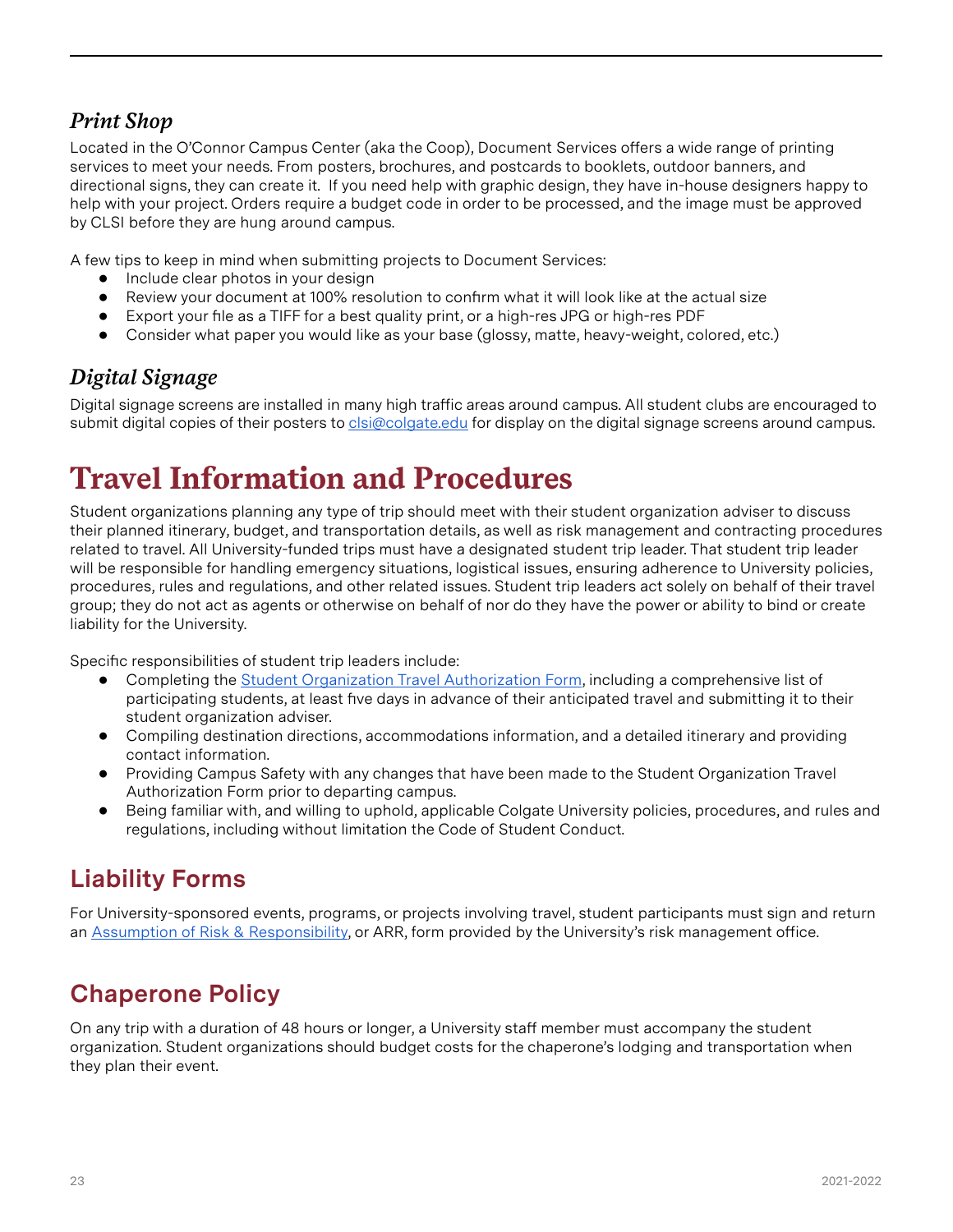### *Print Shop*

Located in the O'Connor Campus Center (aka the Coop), Document Services offers a wide range of printing services to meet your needs. From posters, brochures, and postcards to booklets, outdoor banners, and directional signs, they can create it. If you need help with graphic design, they have in-house designers happy to help with your project. Orders require a budget code in order to be processed, and the image must be approved by CLSI before they are hung around campus.

A few tips to keep in mind when submitting projects to Document Services:

- Include clear photos in your design
- Review your document at 100% resolution to confirm what it will look like at the actual size
- Export your file as a TIFF for a best quality print, or a high-res JPG or high-res PDF
- Consider what paper you would like as your base (glossy, matte, heavy-weight, colored, etc.)

### *Digital Signage*

Digital signage screens are installed in many high traffic areas around campus. All student clubs are encouraged to submit digital copies of their posters to [clsi@colgate.edu](mailto:clsi@colgate.edu) for display on the digital signage screens around campus.

# Travel Information and Procedures

Student organizations planning any type of trip should meet with their student organization adviser to discuss their planned itinerary, budget, and transportation details, as well as risk management and contracting procedures related to travel. All University-funded trips must have a designated student trip leader. That student trip leader will be responsible for handling emergency situations, logistical issues, ensuring adherence to University policies, procedures, rules and regulations, and other related issues. Student trip leaders act solely on behalf of their travel group; they do not act as agents or otherwise on behalf of nor do they have the power or ability to bind or create liability for the University.

Specific responsibilities of student trip leaders include:

- Completing the Student Organization Travel Authorization Form, including a comprehensive list of participating students, at least five days in advance of their anticipated travel and submitting it to their student organization adviser.
- Compiling destination directions, accommodations information, and a detailed itinerary and providing contact information.
- Providing Campus Safety with any changes that have been made to the Student Organization Travel Authorization Form prior to departing campus.
- Being familiar with, and willing to uphold, applicable Colgate University policies, procedures, and rules and regulations, including without limitation the Code of Student Conduct.

## Liability Forms

For University-sponsored events, programs, or projects involving travel, student participants must sign and return an Assumption of Risk & Responsibility, or ARR, form provided by the University's risk management office.

## Chaperone Policy

On any trip with a duration of 48 hours or longer, a University staff member must accompany the student organization. Student organizations should budget costs for the chaperone's lodging and transportation when they plan their event.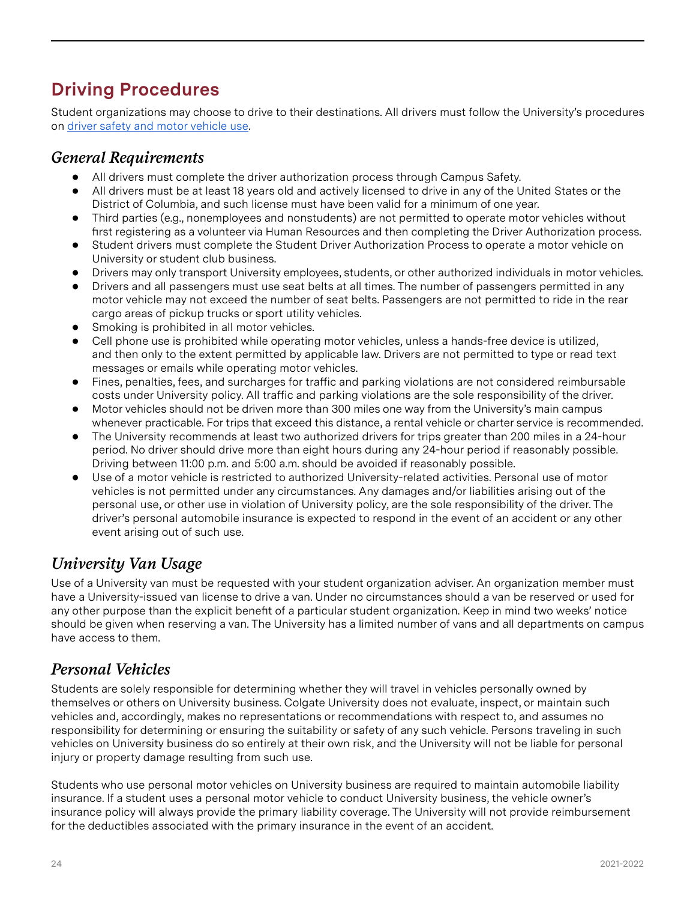# Driving Procedures

Student organizations may choose to drive to their destinations. All drivers must follow the University's procedures on [driver safety and motor vehicle use](driver safety and motor vehicle use).

## *General Requirements*

- All drivers must complete the driver authorization process through Campus Safety.
- All drivers must be at least 18 years old and actively licensed to drive in any of the United States or the District of Columbia, and such license must have been valid for a minimum of one year.
- Third parties (e.g., nonemployees and nonstudents) are not permitted to operate motor vehicles without first registering as a volunteer via Human Resources and then completing the Driver Authorization process.
- Student drivers must complete the Student Driver Authorization Process to operate a motor vehicle on University or student club business.
- Drivers may only transport University employees, students, or other authorized individuals in motor vehicles.
- Drivers and all passengers must use seat belts at all times. The number of passengers permitted in any motor vehicle may not exceed the number of seat belts. Passengers are not permitted to ride in the rear cargo areas of pickup trucks or sport utility vehicles.
- Smoking is prohibited in all motor vehicles.
- Cell phone use is prohibited while operating motor vehicles, unless a hands-free device is utilized, and then only to the extent permitted by applicable law. Drivers are not permitted to type or read text messages or emails while operating motor vehicles.
- Fines, penalties, fees, and surcharges for traffic and parking violations are not considered reimbursable costs under University policy. All traffic and parking violations are the sole responsibility of the driver.
- Motor vehicles should not be driven more than 300 miles one way from the University's main campus whenever practicable. For trips that exceed this distance, a rental vehicle or charter service is recommended.
- The University recommends at least two authorized drivers for trips greater than 200 miles in a 24-hour period. No driver should drive more than eight hours during any 24-hour period if reasonably possible. Driving between 11:00 p.m. and 5:00 a.m. should be avoided if reasonably possible.
- Use of a motor vehicle is restricted to authorized University-related activities. Personal use of motor vehicles is not permitted under any circumstances. Any damages and/or liabilities arising out of the personal use, or other use in violation of University policy, are the sole responsibility of the driver. The driver's personal automobile insurance is expected to respond in the event of an accident or any other event arising out of such use.

## *University Van Usage*

Use of a University van must be requested with your student organization adviser. An organization member must have a University-issued van license to drive a van. Under no circumstances should a van be reserved or used for any other purpose than the explicit benefit of a particular student organization. Keep in mind two weeks' notice should be given when reserving a van. The University has a limited number of vans and all departments on campus have access to them.

## *Personal Vehicles*

Students are solely responsible for determining whether they will travel in vehicles personally owned by themselves or others on University business. Colgate University does not evaluate, inspect, or maintain such vehicles and, accordingly, makes no representations or recommendations with respect to, and assumes no responsibility for determining or ensuring the suitability or safety of any such vehicle. Persons traveling in such vehicles on University business do so entirely at their own risk, and the University will not be liable for personal injury or property damage resulting from such use.

Students who use personal motor vehicles on University business are required to maintain automobile liability insurance. If a student uses a personal motor vehicle to conduct University business, the vehicle owner's insurance policy will always provide the primary liability coverage. The University will not provide reimbursement for the deductibles associated with the primary insurance in the event of an accident.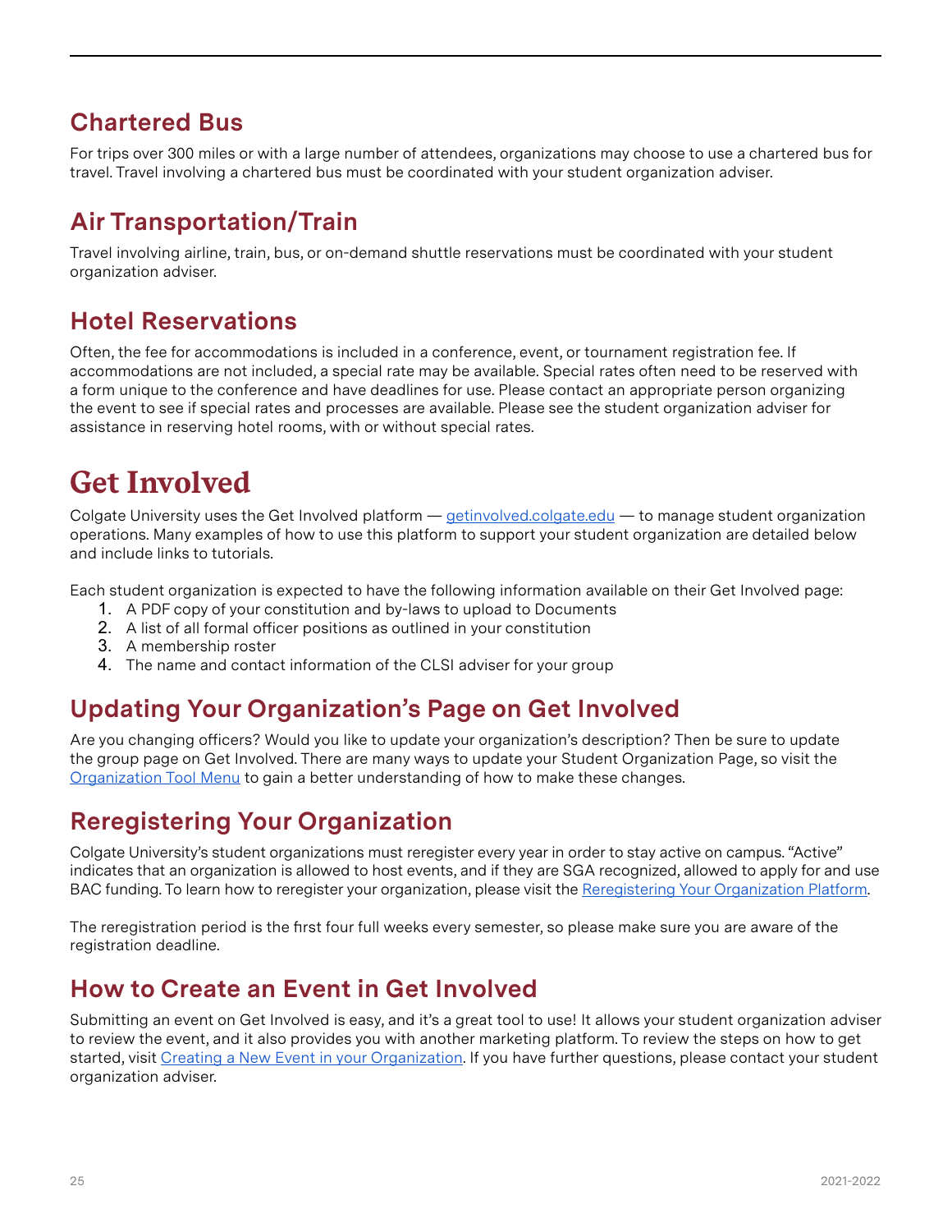## Chartered Bus

For trips over 300 miles or with a large number of attendees, organizations may choose to use a chartered bus for travel. Travel involving a chartered bus must be coordinated with your student organization adviser.

## Air Transportation/Train

Travel involving airline, train, bus, or on-demand shuttle reservations must be coordinated with your student organization adviser.

## Hotel Reservations

Often, the fee for accommodations is included in a conference, event, or tournament registration fee. If accommodations are not included, a special rate may be available. Special rates often need to be reserved with a form unique to the conference and have deadlines for use. Please contact an appropriate person organizing the event to see if special rates and processes are available. Please see the student organization adviser for assistance in reserving hotel rooms, with or without special rates.

# Get Involved

Colgate University uses the Get Involved platform — [getinvolved.colgate.edu](getinvolved.colgate.edu) — to manage student organization operations. Many examples of how to use this platform to support your student organization are detailed below and include links to tutorials.

Each student organization is expected to have the following information available on their Get Involved page:

1. A PDF copy of your constitution and by-laws to upload to Documents
2. A list of all formal officer positions as outlined in your constitution
3. A membership roster
4. The name and contact information of the CLSI adviser for your group

## Updating Your Organization's Page on Get Involved

Are you changing officers? Would you like to update your organization's description? Then be sure to update the group page on Get Involved. There are many ways to update your Student Organization Page, so visit the Organization Tool Menu to gain a better understanding of how to make these changes.

## Reregistering Your Organization

Colgate University's student organizations must reregister every year in order to stay active on campus. "Active" indicates that an organization is allowed to host events, and if they are SGA recognized, allowed to apply for and use BAC funding. To learn how to reregister your organization, please visit the Reregistering Your Organization Platform.

The reregistration period is the first four full weeks every semester, so please make sure you are aware of the registration deadline.

## How to Create an Event in Get Involved

Submitting an event on Get Involved is easy, and it's a great tool to use! It allows your student organization adviser to review the event, and it also provides you with another marketing platform. To review the steps on how to get started, visit Creating a New Event in your Organization. If you have further questions, please contact your student organization adviser.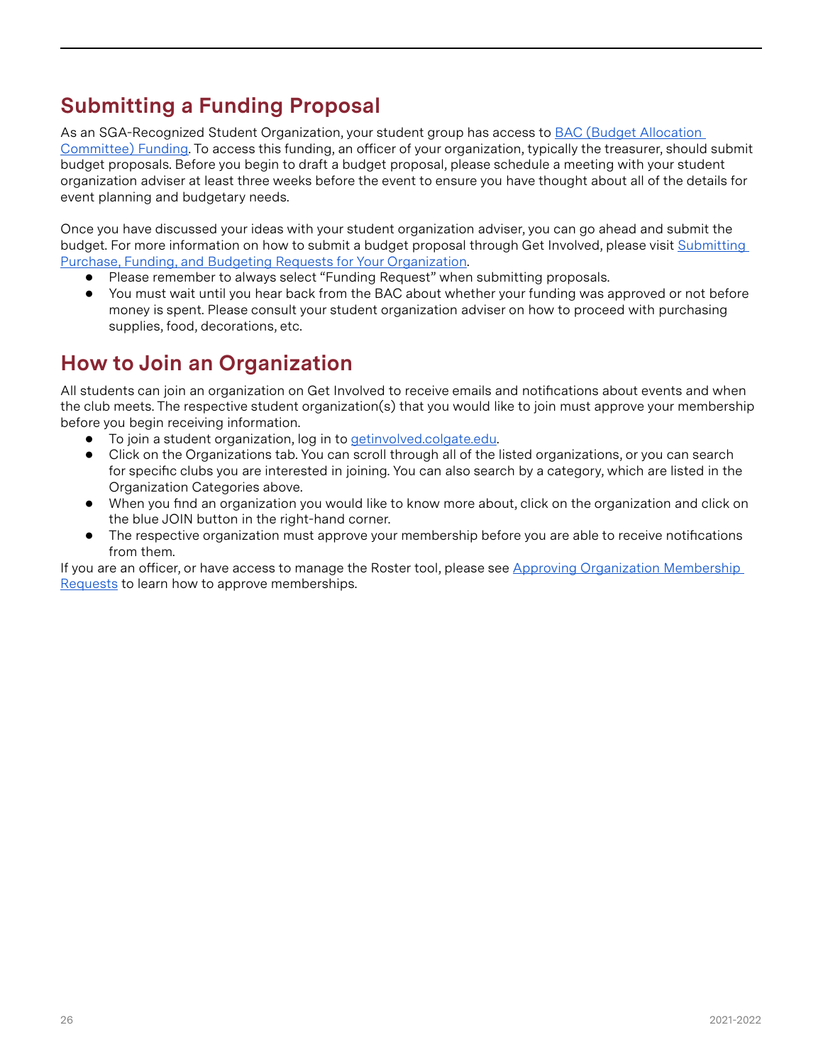## Submitting a Funding Proposal

As an SGA-Recognized Student Organization, your student group has access to [BAC (Budget Allocation Committee) Funding](). To access this funding, an officer of your organization, typically the treasurer, should submit budget proposals. Before you begin to draft a budget proposal, please schedule a meeting with your student organization adviser at least three weeks before the event to ensure you have thought about all of the details for event planning and budgetary needs.

Once you have discussed your ideas with your student organization adviser, you can go ahead and submit the budget. For more information on how to submit a budget proposal through Get Involved, please visit [Submitting Purchase, Funding, and Budgeting Requests for Your Organization]().

- Please remember to always select "Funding Request" when submitting proposals.
- You must wait until you hear back from the BAC about whether your funding was approved or not before money is spent. Please consult your student organization adviser on how to proceed with purchasing supplies, food, decorations, etc.

## How to Join an Organization

All students can join an organization on Get Involved to receive emails and notifications about events and when the club meets. The respective student organization(s) that you would like to join must approve your membership before you begin receiving information.

- To join a student organization, log in to [getinvolved.colgate.edu]().
- Click on the Organizations tab. You can scroll through all of the listed organizations, or you can search for specific clubs you are interested in joining. You can also search by a category, which are listed in the Organization Categories above.
- When you find an organization you would like to know more about, click on the organization and click on the blue JOIN button in the right-hand corner.
- The respective organization must approve your membership before you are able to receive notifications from them.

If you are an officer, or have access to manage the Roster tool, please see [Approving Organization Membership Requests]() to learn how to approve memberships.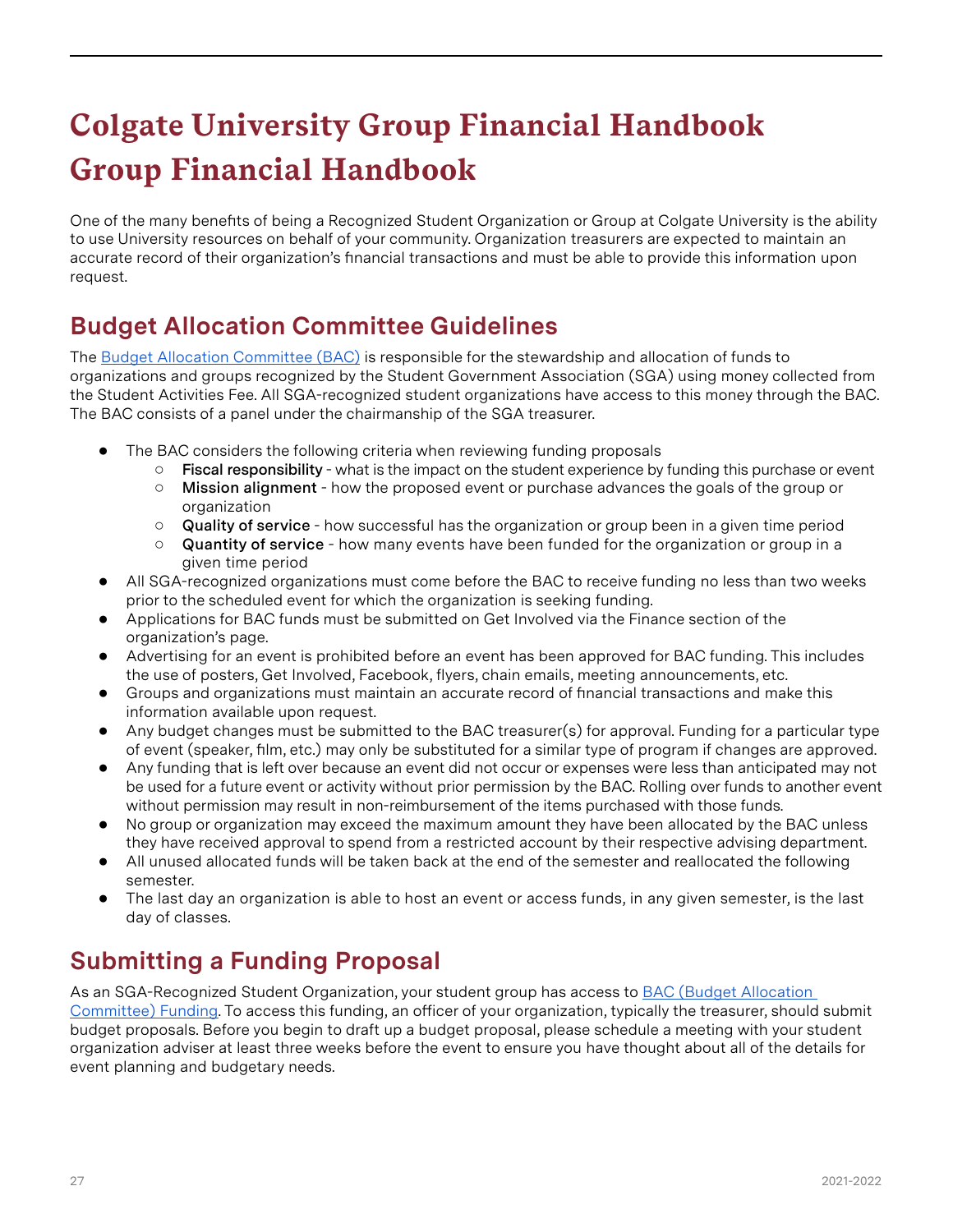# Colgate University Group Financial Handbook
# Group Financial Handbook

One of the many benefits of being a Recognized Student Organization or Group at Colgate University is the ability to use University resources on behalf of your community. Organization treasurers are expected to maintain an accurate record of their organization's financial transactions and must be able to provide this information upon request.

## Budget Allocation Committee Guidelines

The [Budget Allocation Committee (BAC)]() is responsible for the stewardship and allocation of funds to organizations and groups recognized by the Student Government Association (SGA) using money collected from the Student Activities Fee. All SGA-recognized student organizations have access to this money through the BAC. The BAC consists of a panel under the chairmanship of the SGA treasurer.

- The BAC considers the following criteria when reviewing funding proposals
  - **Fiscal responsibility** - what is the impact on the student experience by funding this purchase or event
  - **Mission alignment** - how the proposed event or purchase advances the goals of the group or organization
  - **Quality of service** - how successful has the organization or group been in a given time period
  - **Quantity of service** - how many events have been funded for the organization or group in a given time period
- All SGA-recognized organizations must come before the BAC to receive funding no less than two weeks prior to the scheduled event for which the organization is seeking funding.
- Applications for BAC funds must be submitted on Get Involved via the Finance section of the organization's page.
- Advertising for an event is prohibited before an event has been approved for BAC funding. This includes the use of posters, Get Involved, Facebook, flyers, chain emails, meeting announcements, etc.
- Groups and organizations must maintain an accurate record of financial transactions and make this information available upon request.
- Any budget changes must be submitted to the BAC treasurer(s) for approval. Funding for a particular type of event (speaker, film, etc.) may only be substituted for a similar type of program if changes are approved.
- Any funding that is left over because an event did not occur or expenses were less than anticipated may not be used for a future event or activity without prior permission by the BAC. Rolling over funds to another event without permission may result in non-reimbursement of the items purchased with those funds.
- No group or organization may exceed the maximum amount they have been allocated by the BAC unless they have received approval to spend from a restricted account by their respective advising department.
- All unused allocated funds will be taken back at the end of the semester and reallocated the following semester.
- The last day an organization is able to host an event or access funds, in any given semester, is the last day of classes.

## Submitting a Funding Proposal

As an SGA-Recognized Student Organization, your student group has access to [BAC (Budget Allocation Committee) Funding](). To access this funding, an officer of your organization, typically the treasurer, should submit budget proposals. Before you begin to draft up a budget proposal, please schedule a meeting with your student organization adviser at least three weeks before the event to ensure you have thought about all of the details for event planning and budgetary needs.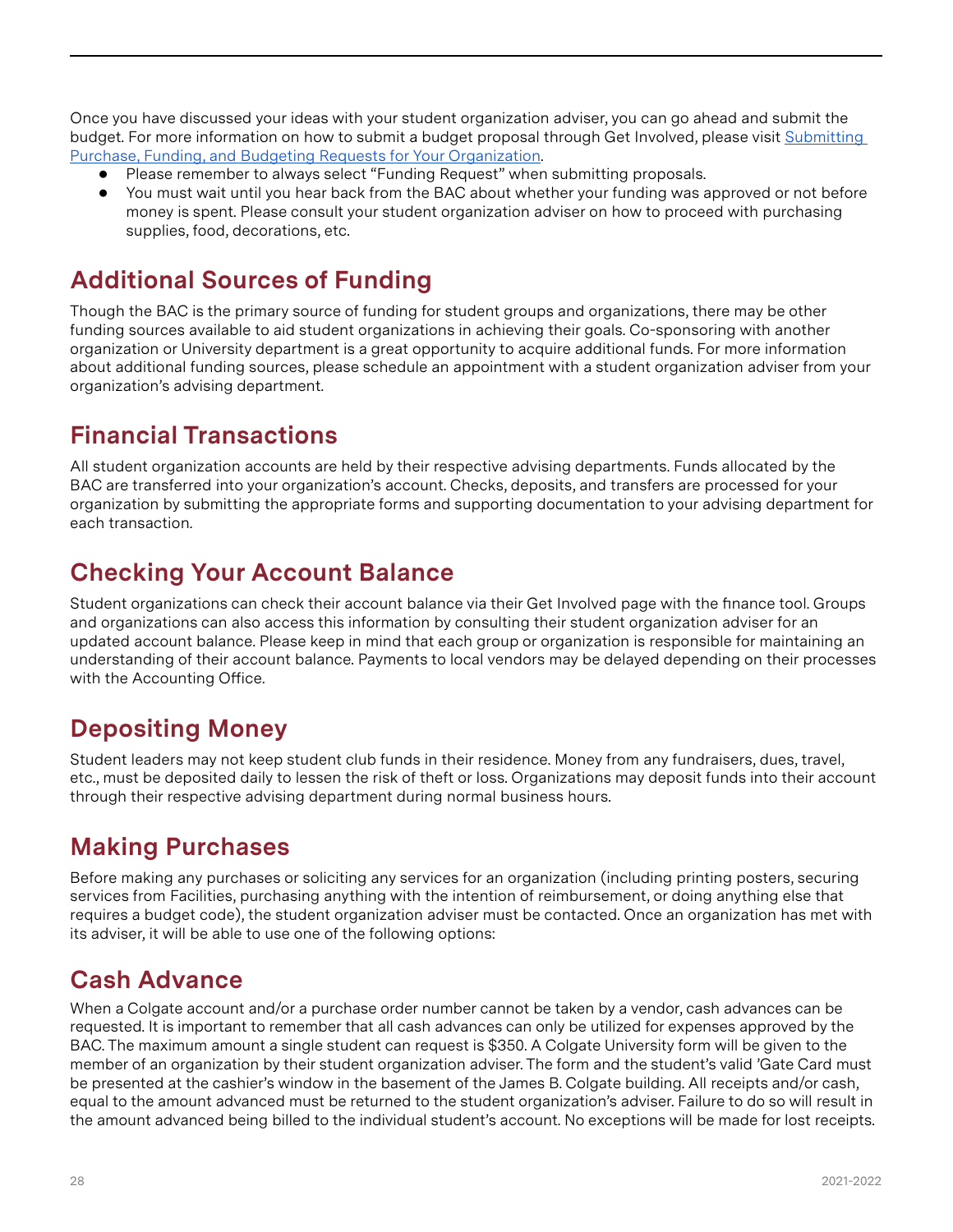Once you have discussed your ideas with your student organization adviser, you can go ahead and submit the budget. For more information on how to submit a budget proposal through Get Involved, please visit [Submitting Purchase, Funding, and Budgeting Requests for Your Organization](#).

- Please remember to always select “Funding Request” when submitting proposals.
- You must wait until you hear back from the BAC about whether your funding was approved or not before money is spent. Please consult your student organization adviser on how to proceed with purchasing supplies, food, decorations, etc.

## Additional Sources of Funding

Though the BAC is the primary source of funding for student groups and organizations, there may be other funding sources available to aid student organizations in achieving their goals. Co-sponsoring with another organization or University department is a great opportunity to acquire additional funds. For more information about additional funding sources, please schedule an appointment with a student organization adviser from your organization’s advising department.

## Financial Transactions

All student organization accounts are held by their respective advising departments. Funds allocated by the BAC are transferred into your organization’s account. Checks, deposits, and transfers are processed for your organization by submitting the appropriate forms and supporting documentation to your advising department for each transaction.

## Checking Your Account Balance

Student organizations can check their account balance via their Get Involved page with the finance tool. Groups and organizations can also access this information by consulting their student organization adviser for an updated account balance. Please keep in mind that each group or organization is responsible for maintaining an understanding of their account balance. Payments to local vendors may be delayed depending on their processes with the Accounting Office.

## Depositing Money

Student leaders may not keep student club funds in their residence. Money from any fundraisers, dues, travel, etc., must be deposited daily to lessen the risk of theft or loss. Organizations may deposit funds into their account through their respective advising department during normal business hours.

## Making Purchases

Before making any purchases or soliciting any services for an organization (including printing posters, securing services from Facilities, purchasing anything with the intention of reimbursement, or doing anything else that requires a budget code), the student organization adviser must be contacted. Once an organization has met with its adviser, it will be able to use one of the following options:

## Cash Advance

When a Colgate account and/or a purchase order number cannot be taken by a vendor, cash advances can be requested. It is important to remember that all cash advances can only be utilized for expenses approved by the BAC. The maximum amount a single student can request is $350. A Colgate University form will be given to the member of an organization by their student organization adviser. The form and the student’s valid ’Gate Card must be presented at the cashier’s window in the basement of the James B. Colgate building. All receipts and/or cash, equal to the amount advanced must be returned to the student organization’s adviser. Failure to do so will result in the amount advanced being billed to the individual student’s account. No exceptions will be made for lost receipts.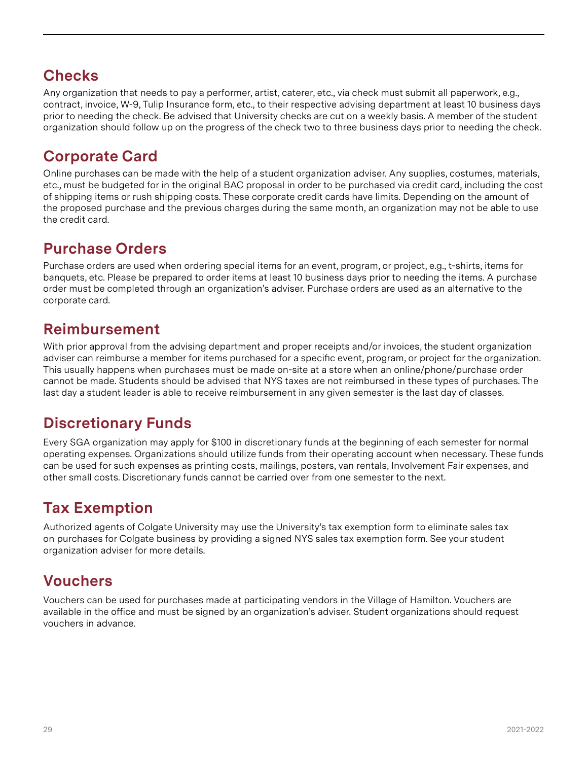## Checks

Any organization that needs to pay a performer, artist, caterer, etc., via check must submit all paperwork, e.g., contract, invoice, W-9, Tulip Insurance form, etc., to their respective advising department at least 10 business days prior to needing the check. Be advised that University checks are cut on a weekly basis. A member of the student organization should follow up on the progress of the check two to three business days prior to needing the check.

## Corporate Card

Online purchases can be made with the help of a student organization adviser. Any supplies, costumes, materials, etc., must be budgeted for in the original BAC proposal in order to be purchased via credit card, including the cost of shipping items or rush shipping costs. These corporate credit cards have limits. Depending on the amount of the proposed purchase and the previous charges during the same month, an organization may not be able to use the credit card.

## Purchase Orders

Purchase orders are used when ordering special items for an event, program, or project, e.g., t-shirts, items for banquets, etc. Please be prepared to order items at least 10 business days prior to needing the items. A purchase order must be completed through an organization's adviser. Purchase orders are used as an alternative to the corporate card.

## Reimbursement

With prior approval from the advising department and proper receipts and/or invoices, the student organization adviser can reimburse a member for items purchased for a specific event, program, or project for the organization. This usually happens when purchases must be made on-site at a store when an online/phone/purchase order cannot be made. Students should be advised that NYS taxes are not reimbursed in these types of purchases. The last day a student leader is able to receive reimbursement in any given semester is the last day of classes.

## Discretionary Funds

Every SGA organization may apply for $100 in discretionary funds at the beginning of each semester for normal operating expenses. Organizations should utilize funds from their operating account when necessary. These funds can be used for such expenses as printing costs, mailings, posters, van rentals, Involvement Fair expenses, and other small costs. Discretionary funds cannot be carried over from one semester to the next.

## Tax Exemption

Authorized agents of Colgate University may use the University's tax exemption form to eliminate sales tax on purchases for Colgate business by providing a signed NYS sales tax exemption form. See your student organization adviser for more details.

## Vouchers

Vouchers can be used for purchases made at participating vendors in the Village of Hamilton. Vouchers are available in the office and must be signed by an organization's adviser. Student organizations should request vouchers in advance.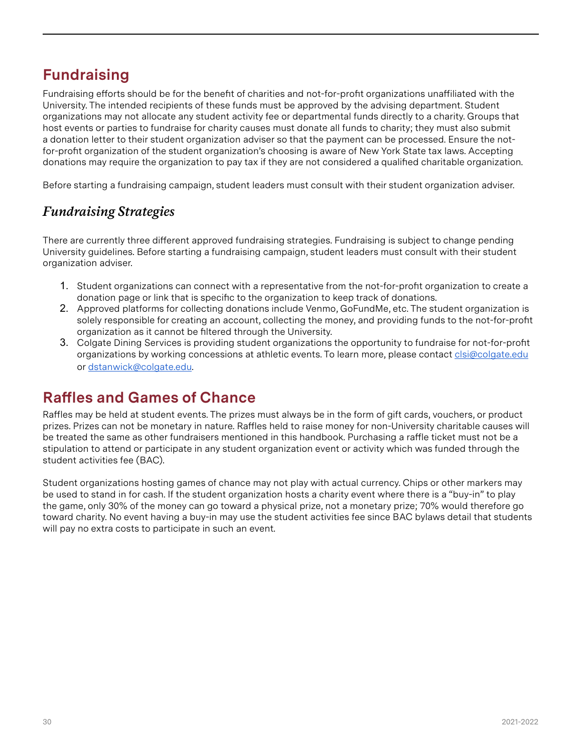## Fundraising

Fundraising efforts should be for the benefit of charities and not-for-profit organizations unaffiliated with the University. The intended recipients of these funds must be approved by the advising department. Student organizations may not allocate any student activity fee or departmental funds directly to a charity. Groups that host events or parties to fundraise for charity causes must donate all funds to charity; they must also submit a donation letter to their student organization adviser so that the payment can be processed. Ensure the not-for-profit organization of the student organization's choosing is aware of New York State tax laws. Accepting donations may require the organization to pay tax if they are not considered a qualified charitable organization.

Before starting a fundraising campaign, student leaders must consult with their student organization adviser.

### *Fundraising Strategies*

There are currently three different approved fundraising strategies. Fundraising is subject to change pending University guidelines. Before starting a fundraising campaign, student leaders must consult with their student organization adviser.

1. Student organizations can connect with a representative from the not-for-profit organization to create a donation page or link that is specific to the organization to keep track of donations.
2. Approved platforms for collecting donations include Venmo, GoFundMe, etc. The student organization is solely responsible for creating an account, collecting the money, and providing funds to the not-for-profit organization as it cannot be filtered through the University.
3. Colgate Dining Services is providing student organizations the opportunity to fundraise for not-for-profit organizations by working concessions at athletic events. To learn more, please contact clsi@colgate.edu or dstanwick@colgate.edu.

## Raffles and Games of Chance

Raffles may be held at student events. The prizes must always be in the form of gift cards, vouchers, or product prizes. Prizes can not be monetary in nature. Raffles held to raise money for non-University charitable causes will be treated the same as other fundraisers mentioned in this handbook. Purchasing a raffle ticket must not be a stipulation to attend or participate in any student organization event or activity which was funded through the student activities fee (BAC).

Student organizations hosting games of chance may not play with actual currency. Chips or other markers may be used to stand in for cash. If the student organization hosts a charity event where there is a "buy-in" to play the game, only 30% of the money can go toward a physical prize, not a monetary prize; 70% would therefore go toward charity. No event having a buy-in may use the student activities fee since BAC bylaws detail that students will pay no extra costs to participate in such an event.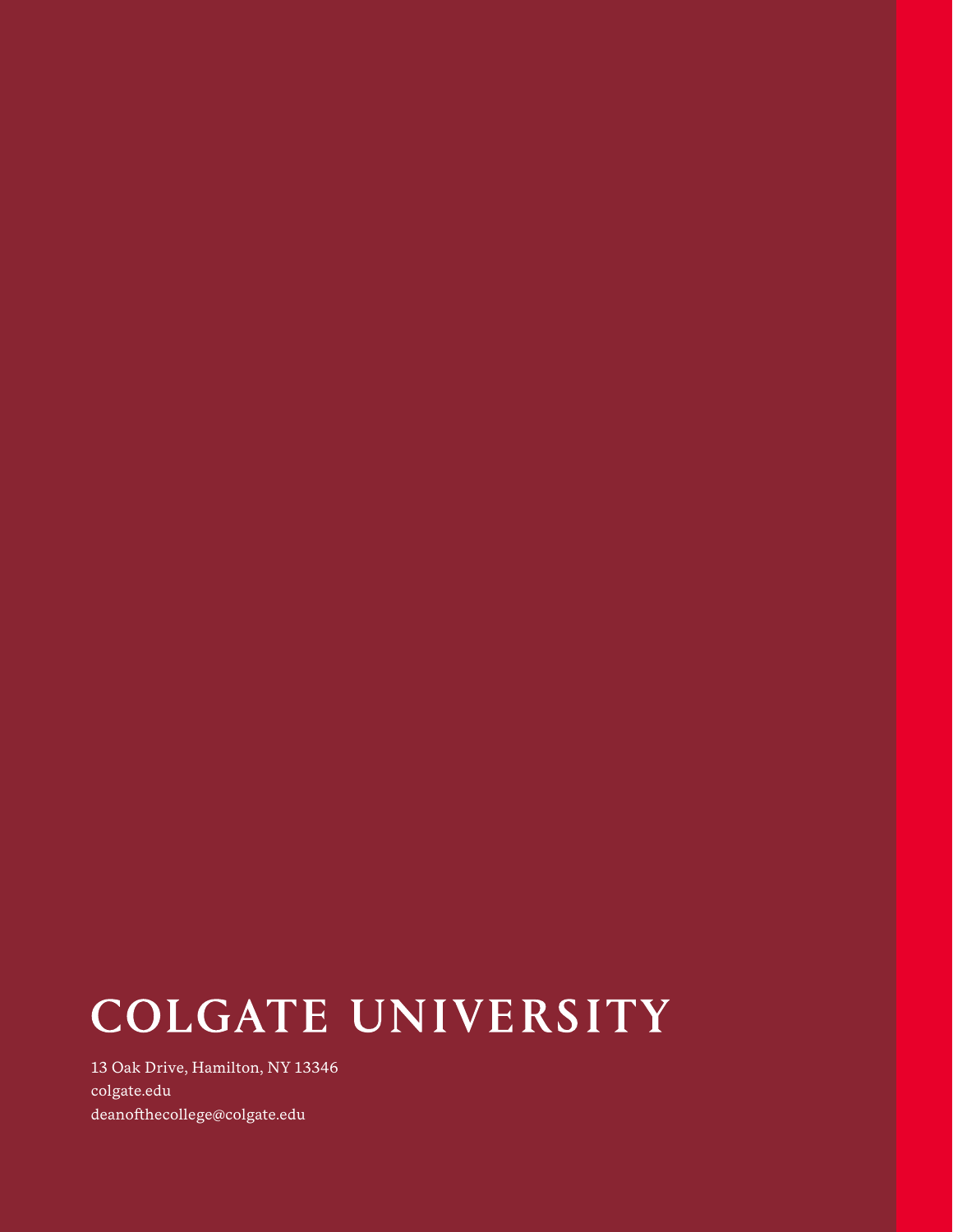# COLGATE UNIVERSITY

13 Oak Drive, Hamilton, NY 13346
colgate.edu
deanofthecollege@colgate.edu